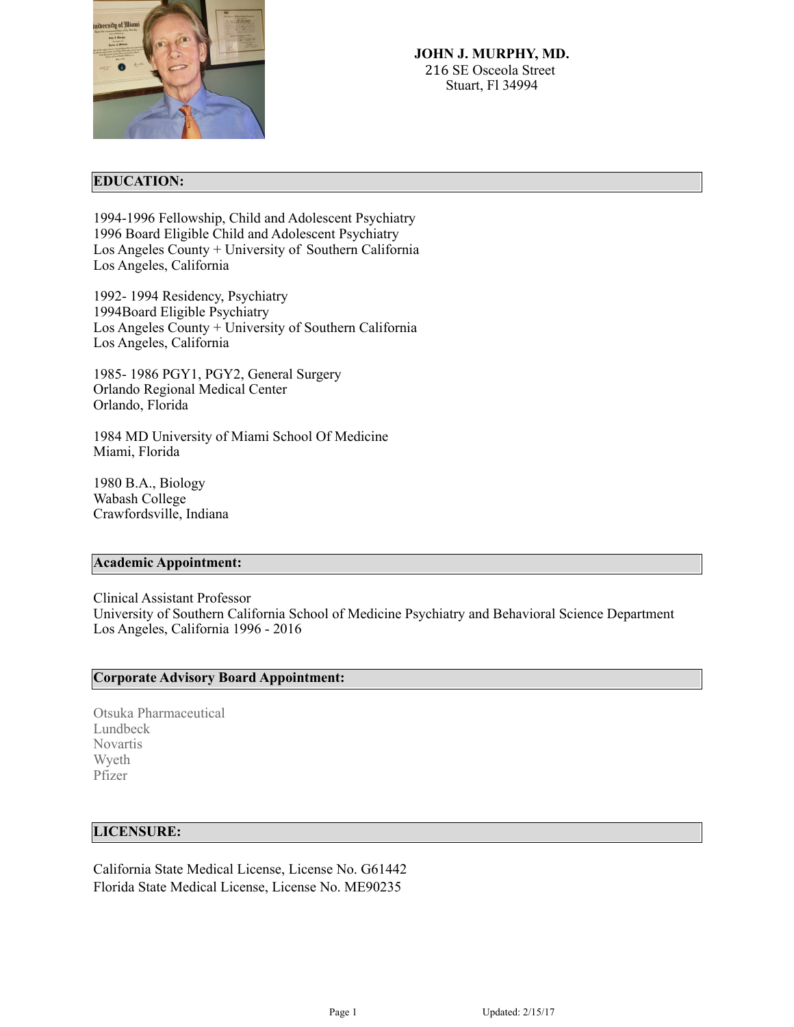**JOHN J. MURPHY, MD.**
216 SE Osceola Street
Stuart, Fl 34994

## EDUCATION:

1994-1996 Fellowship, Child and Adolescent Psychiatry
1996 Board Eligible Child and Adolescent Psychiatry
Los Angeles County + University of Southern California
Los Angeles, California

1992- 1994 Residency, Psychiatry
1994Board Eligible Psychiatry
Los Angeles County + University of Southern California
Los Angeles, California

1985- 1986 PGY1, PGY2, General Surgery
Orlando Regional Medical Center
Orlando, Florida

1984 MD University of Miami School Of Medicine
Miami, Florida

1980 B.A., Biology
Wabash College
Crawfordsville, Indiana

## Academic Appointment:

Clinical Assistant Professor
University of Southern California School of Medicine Psychiatry and Behavioral Science Department
Los Angeles, California 1996 - 2016

## Corporate Advisory Board Appointment:

Otsuka Pharmaceutical
Lundbeck
Novartis
Wyeth
Pfizer

## LICENSURE:

California State Medical License, License No. G61442
Florida State Medical License, License No. ME90235

Updated: 2/15/17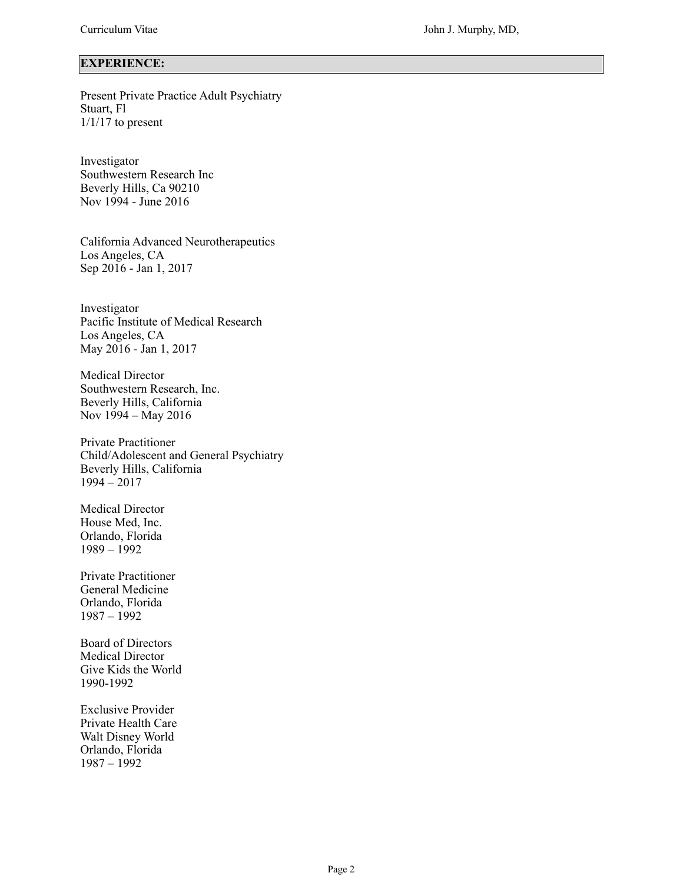## EXPERIENCE:

Present Private Practice Adult Psychiatry
Stuart, Fl
1/1/17 to present

Investigator
Southwestern Research Inc
Beverly Hills, Ca 90210
Nov 1994 - June 2016

California Advanced Neurotherapeutics
Los Angeles, CA
Sep 2016 - Jan 1, 2017

Investigator
Pacific Institute of Medical Research
Los Angeles, CA
May 2016 - Jan 1, 2017

Medical Director
Southwestern Research, Inc.
Beverly Hills, California
Nov 1994 – May 2016

Private Practitioner
Child/Adolescent and General Psychiatry
Beverly Hills, California
1994 – 2017

Medical Director
House Med, Inc.
Orlando, Florida
1989 – 1992

Private Practitioner
General Medicine
Orlando, Florida
1987 – 1992

Board of Directors
Medical Director
Give Kids the World
1990-1992

Exclusive Provider
Private Health Care
Walt Disney World
Orlando, Florida
1987 – 1992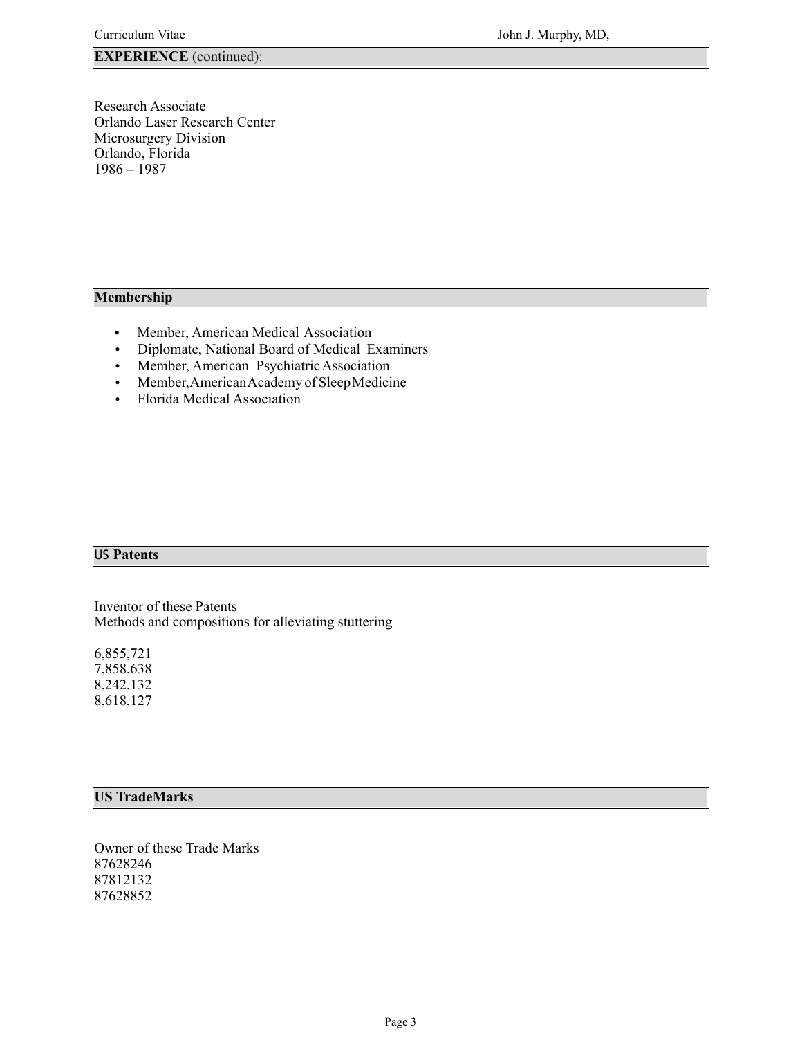## **EXPERIENCE** (continued):

Research Associate
Orlando Laser Research Center
Microsurgery Division
Orlando, Florida
1986 – 1987

## **Membership**

- Member, American Medical Association
- Diplomate, National Board of Medical Examiners
- Member, American Psychiatric Association
- Member, American Academy of Sleep Medicine
- Florida Medical Association

## **US Patents**

Inventor of these Patents
Methods and compositions for alleviating stuttering

6,855,721
7,858,638
8,242,132
8,618,127

## **US TradeMarks**

Owner of these Trade Marks
87628246
87812132
87628852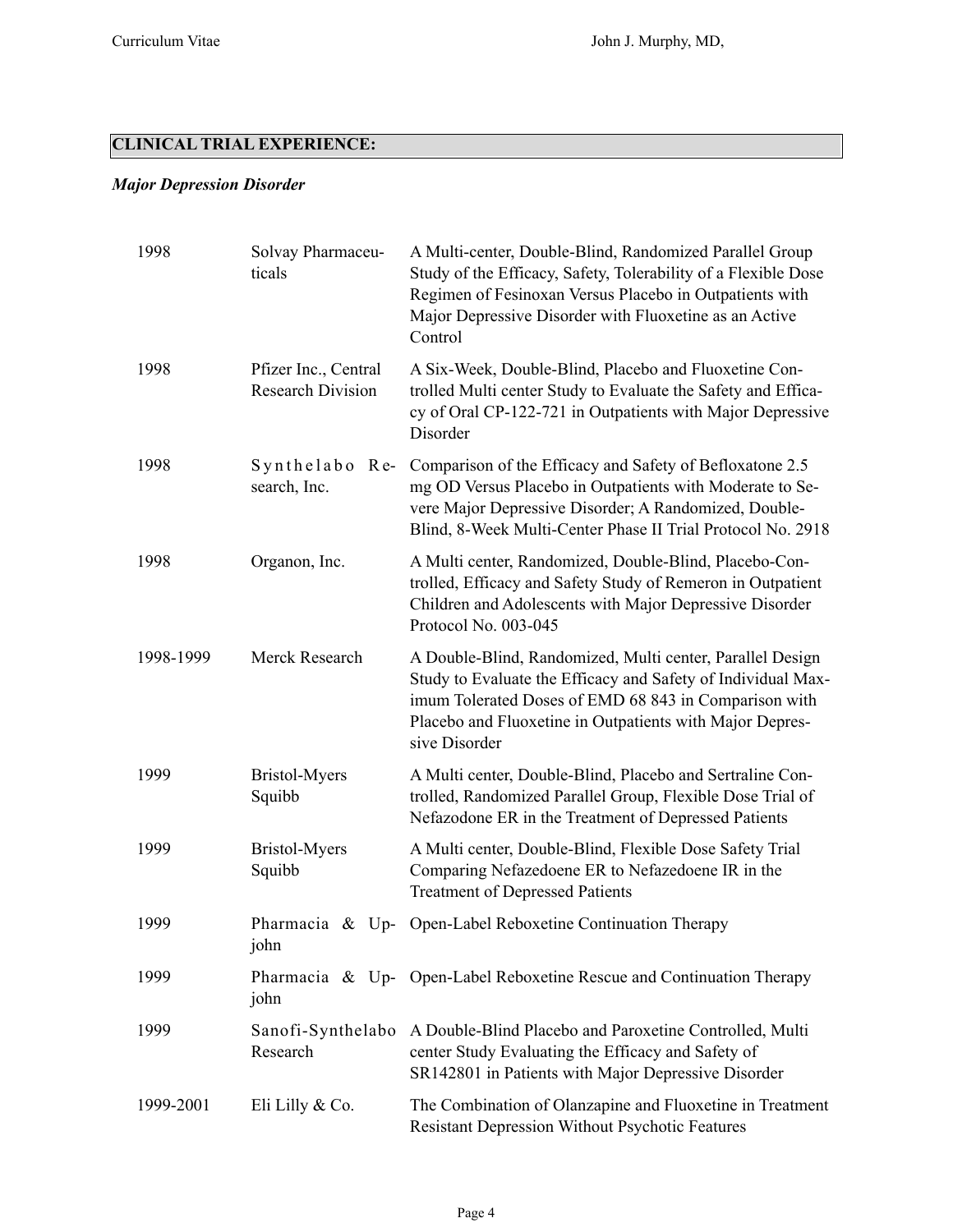## CLINICAL TRIAL EXPERIENCE:

### *Major Depression Disorder*

| | | |
|---|---|---|
| 1998 | Solvay Pharmaceuticals | A Multi-center, Double-Blind, Randomized Parallel Group Study of the Efficacy, Safety, Tolerability of a Flexible Dose Regimen of Fesinoxan Versus Placebo in Outpatients with Major Depressive Disorder with Fluoxetine as an Active Control |
| 1998 | Pfizer Inc., Central Research Division | A Six-Week, Double-Blind, Placebo and Fluoxetine Controlled Multi center Study to Evaluate the Safety and Efficacy of Oral CP-122-721 in Outpatients with Major Depressive Disorder |
| 1998 | Synthelabo Research, Inc. | Comparison of the Efficacy and Safety of Befloxatone 2.5 mg OD Versus Placebo in Outpatients with Moderate to Severe Major Depressive Disorder; A Randomized, Double-Blind, 8-Week Multi-Center Phase II Trial Protocol No. 2918 |
| 1998 | Organon, Inc. | A Multi center, Randomized, Double-Blind, Placebo-Controlled, Efficacy and Safety Study of Remeron in Outpatient Children and Adolescents with Major Depressive Disorder Protocol No. 003-045 |
| 1998-1999 | Merck Research | A Double-Blind, Randomized, Multi center, Parallel Design Study to Evaluate the Efficacy and Safety of Individual Maximum Tolerated Doses of EMD 68 843 in Comparison with Placebo and Fluoxetine in Outpatients with Major Depressive Disorder |
| 1999 | Bristol-Myers Squibb | A Multi center, Double-Blind, Placebo and Sertraline Controlled, Randomized Parallel Group, Flexible Dose Trial of Nefazodone ER in the Treatment of Depressed Patients |
| 1999 | Bristol-Myers Squibb | A Multi center, Double-Blind, Flexible Dose Safety Trial Comparing Nefazedoene ER to Nefazedoene IR in the Treatment of Depressed Patients |
| 1999 | Pharmacia & Upjohn | Open-Label Reboxetine Continuation Therapy |
| 1999 | Pharmacia & Upjohn | Open-Label Reboxetine Rescue and Continuation Therapy |
| 1999 | Sanofi-Synthelabo Research | A Double-Blind Placebo and Paroxetine Controlled, Multi center Study Evaluating the Efficacy and Safety of SR142801 in Patients with Major Depressive Disorder |
| 1999-2001 | Eli Lilly & Co. | The Combination of Olanzapine and Fluoxetine in Treatment Resistant Depression Without Psychotic Features |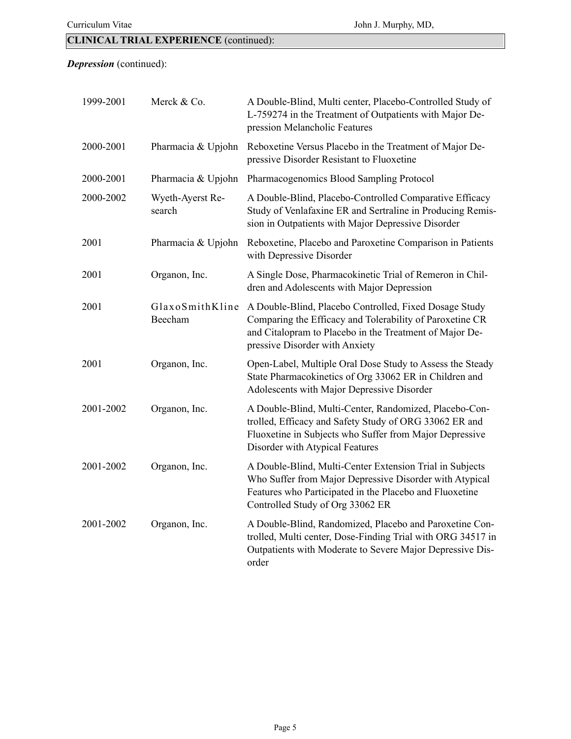## CLINICAL TRIAL EXPERIENCE (continued):

***Depression*** (continued):

| | | |
|---|---|---|
| 1999-2001 | Merck & Co. | A Double-Blind, Multi center, Placebo-Controlled Study of L-759274 in the Treatment of Outpatients with Major Depression Melancholic Features |
| 2000-2001 | Pharmacia & Upjohn | Reboxetine Versus Placebo in the Treatment of Major Depressive Disorder Resistant to Fluoxetine |
| 2000-2001 | Pharmacia & Upjohn | Pharmacogenomics Blood Sampling Protocol |
| 2000-2002 | Wyeth-Ayerst Research | A Double-Blind, Placebo-Controlled Comparative Efficacy Study of Venlafaxine ER and Sertraline in Producing Remission in Outpatients with Major Depressive Disorder |
| 2001 | Pharmacia & Upjohn | Reboxetine, Placebo and Paroxetine Comparison in Patients with Depressive Disorder |
| 2001 | Organon, Inc. | A Single Dose, Pharmacokinetic Trial of Remeron in Children and Adolescents with Major Depression |
| 2001 | GlaxoSmithKline Beecham | A Double-Blind, Placebo Controlled, Fixed Dosage Study Comparing the Efficacy and Tolerability of Paroxetine CR and Citalopram to Placebo in the Treatment of Major Depressive Disorder with Anxiety |
| 2001 | Organon, Inc. | Open-Label, Multiple Oral Dose Study to Assess the Steady State Pharmacokinetics of Org 33062 ER in Children and Adolescents with Major Depressive Disorder |
| 2001-2002 | Organon, Inc. | A Double-Blind, Multi-Center, Randomized, Placebo-Controlled, Efficacy and Safety Study of ORG 33062 ER and Fluoxetine in Subjects who Suffer from Major Depressive Disorder with Atypical Features |
| 2001-2002 | Organon, Inc. | A Double-Blind, Multi-Center Extension Trial in Subjects Who Suffer from Major Depressive Disorder with Atypical Features who Participated in the Placebo and Fluoxetine Controlled Study of Org 33062 ER |
| 2001-2002 | Organon, Inc. | A Double-Blind, Randomized, Placebo and Paroxetine Controlled, Multi center, Dose-Finding Trial with ORG 34517 in Outpatients with Moderate to Severe Major Depressive Disorder |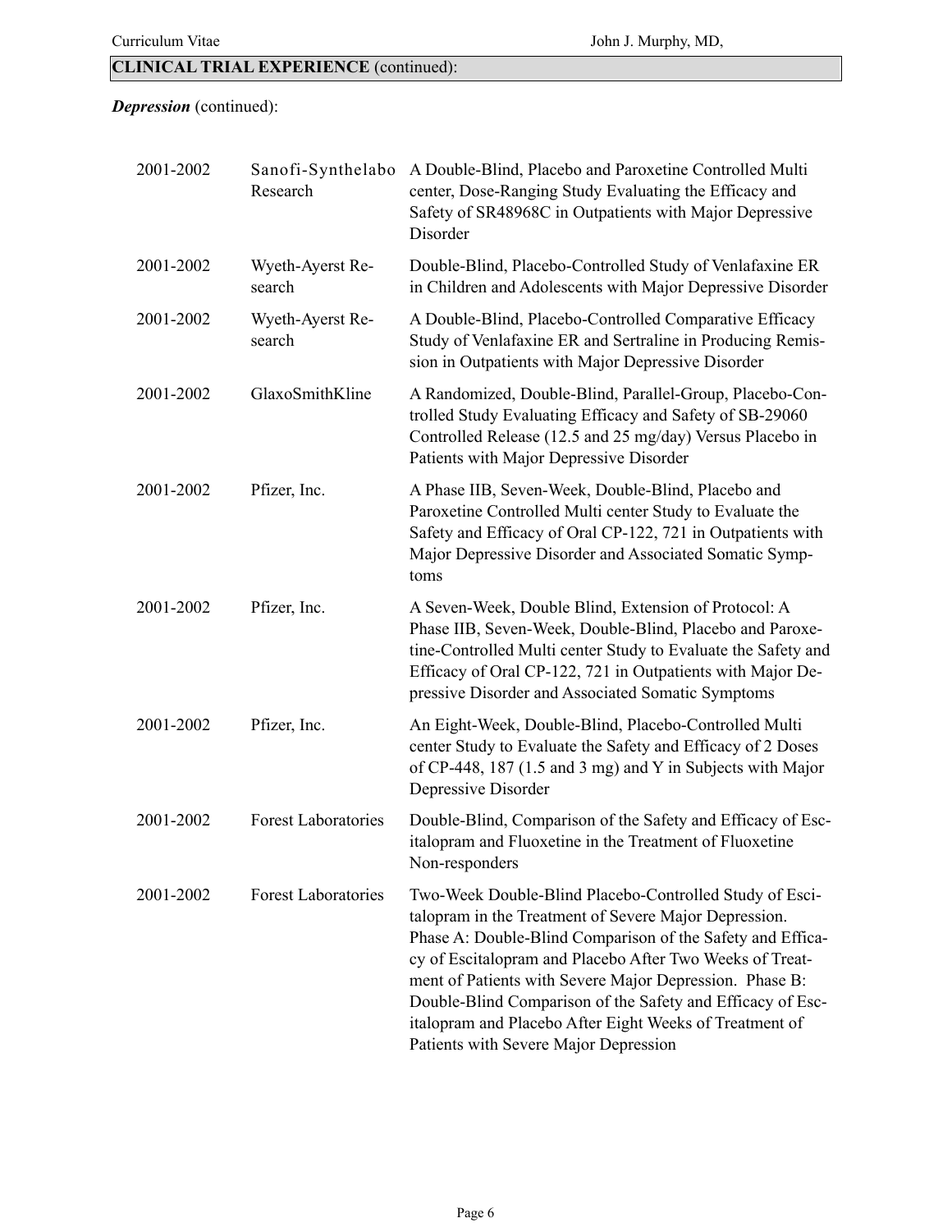## CLINICAL TRIAL EXPERIENCE (continued):

***Depression*** (continued):

| | | |
|---|---|---|
| 2001-2002 | Sanofi-Synthelabo Research | A Double-Blind, Placebo and Paroxetine Controlled Multi center, Dose-Ranging Study Evaluating the Efficacy and Safety of SR48968C in Outpatients with Major Depressive Disorder |
| 2001-2002 | Wyeth-Ayerst Research | Double-Blind, Placebo-Controlled Study of Venlafaxine ER in Children and Adolescents with Major Depressive Disorder |
| 2001-2002 | Wyeth-Ayerst Research | A Double-Blind, Placebo-Controlled Comparative Efficacy Study of Venlafaxine ER and Sertraline in Producing Remission in Outpatients with Major Depressive Disorder |
| 2001-2002 | GlaxoSmithKline | A Randomized, Double-Blind, Parallel-Group, Placebo-Controlled Study Evaluating Efficacy and Safety of SB-29060 Controlled Release (12.5 and 25 mg/day) Versus Placebo in Patients with Major Depressive Disorder |
| 2001-2002 | Pfizer, Inc. | A Phase IIB, Seven-Week, Double-Blind, Placebo and Paroxetine Controlled Multi center Study to Evaluate the Safety and Efficacy of Oral CP-122, 721 in Outpatients with Major Depressive Disorder and Associated Somatic Symptoms |
| 2001-2002 | Pfizer, Inc. | A Seven-Week, Double Blind, Extension of Protocol: A Phase IIB, Seven-Week, Double-Blind, Placebo and Paroxetine-Controlled Multi center Study to Evaluate the Safety and Efficacy of Oral CP-122, 721 in Outpatients with Major Depressive Disorder and Associated Somatic Symptoms |
| 2001-2002 | Pfizer, Inc. | An Eight-Week, Double-Blind, Placebo-Controlled Multi center Study to Evaluate the Safety and Efficacy of 2 Doses of CP-448, 187 (1.5 and 3 mg) and Y in Subjects with Major Depressive Disorder |
| 2001-2002 | Forest Laboratories | Double-Blind, Comparison of the Safety and Efficacy of Escitalopram and Fluoxetine in the Treatment of Fluoxetine Non-responders |
| 2001-2002 | Forest Laboratories | Two-Week Double-Blind Placebo-Controlled Study of Escitalopram in the Treatment of Severe Major Depression. Phase A: Double-Blind Comparison of the Safety and Efficacy of Escitalopram and Placebo After Two Weeks of Treatment of Patients with Severe Major Depression. Phase B: Double-Blind Comparison of the Safety and Efficacy of Escitalopram and Placebo After Eight Weeks of Treatment of Patients with Severe Major Depression |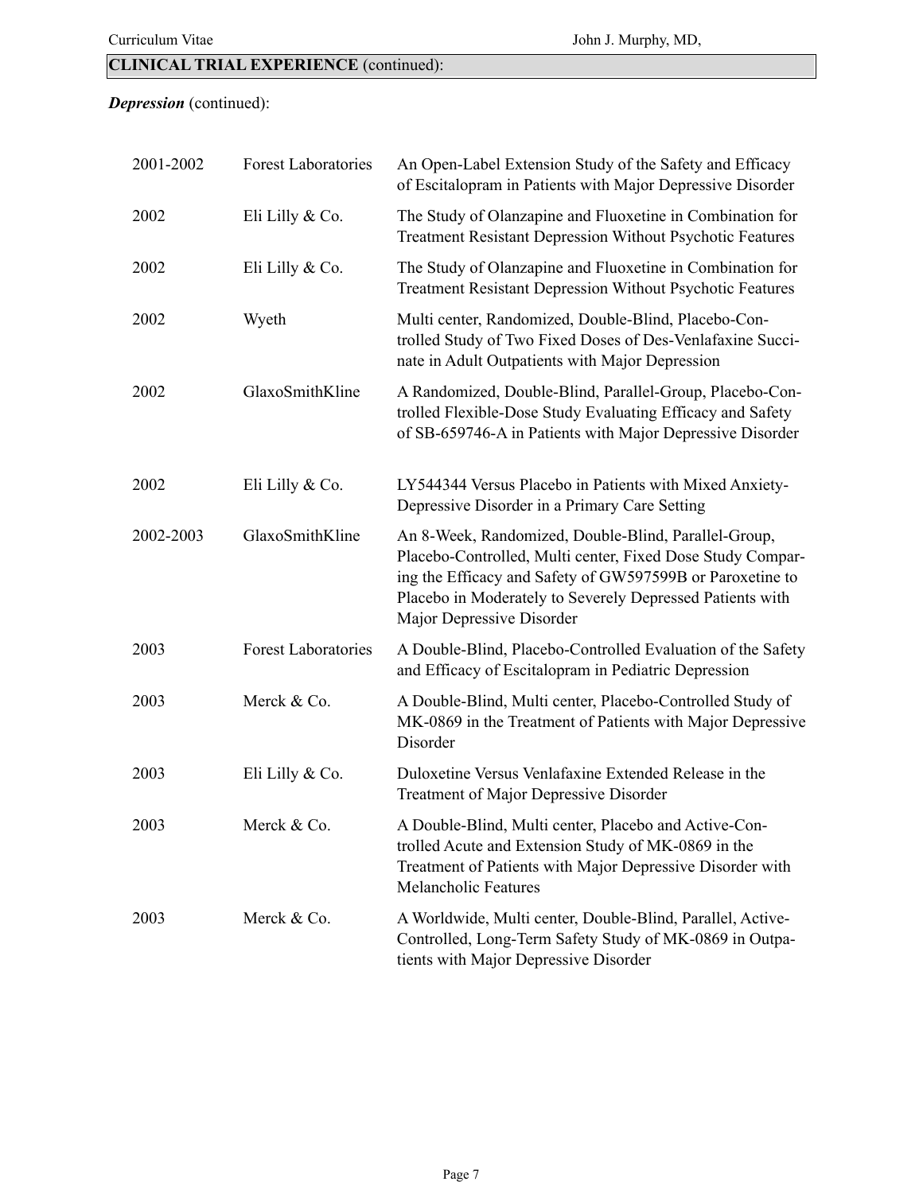## CLINICAL TRIAL EXPERIENCE (continued):

***Depression*** (continued):

| | | |
|---|---|---|
| 2001-2002 | Forest Laboratories | An Open-Label Extension Study of the Safety and Efficacy of Escitalopram in Patients with Major Depressive Disorder |
| 2002 | Eli Lilly & Co. | The Study of Olanzapine and Fluoxetine in Combination for Treatment Resistant Depression Without Psychotic Features |
| 2002 | Eli Lilly & Co. | The Study of Olanzapine and Fluoxetine in Combination for Treatment Resistant Depression Without Psychotic Features |
| 2002 | Wyeth | Multi center, Randomized, Double-Blind, Placebo-Controlled Study of Two Fixed Doses of Des-Venlafaxine Succinate in Adult Outpatients with Major Depression |
| 2002 | GlaxoSmithKline | A Randomized, Double-Blind, Parallel-Group, Placebo-Controlled Flexible-Dose Study Evaluating Efficacy and Safety of SB-659746-A in Patients with Major Depressive Disorder |
| 2002 | Eli Lilly & Co. | LY544344 Versus Placebo in Patients with Mixed Anxiety-Depressive Disorder in a Primary Care Setting |
| 2002-2003 | GlaxoSmithKline | An 8-Week, Randomized, Double-Blind, Parallel-Group, Placebo-Controlled, Multi center, Fixed Dose Study Comparing the Efficacy and Safety of GW597599B or Paroxetine to Placebo in Moderately to Severely Depressed Patients with Major Depressive Disorder |
| 2003 | Forest Laboratories | A Double-Blind, Placebo-Controlled Evaluation of the Safety and Efficacy of Escitalopram in Pediatric Depression |
| 2003 | Merck & Co. | A Double-Blind, Multi center, Placebo-Controlled Study of MK-0869 in the Treatment of Patients with Major Depressive Disorder |
| 2003 | Eli Lilly & Co. | Duloxetine Versus Venlafaxine Extended Release in the Treatment of Major Depressive Disorder |
| 2003 | Merck & Co. | A Double-Blind, Multi center, Placebo and Active-Controlled Acute and Extension Study of MK-0869 in the Treatment of Patients with Major Depressive Disorder with Melancholic Features |
| 2003 | Merck & Co. | A Worldwide, Multi center, Double-Blind, Parallel, Active-Controlled, Long-Term Safety Study of MK-0869 in Outpatients with Major Depressive Disorder |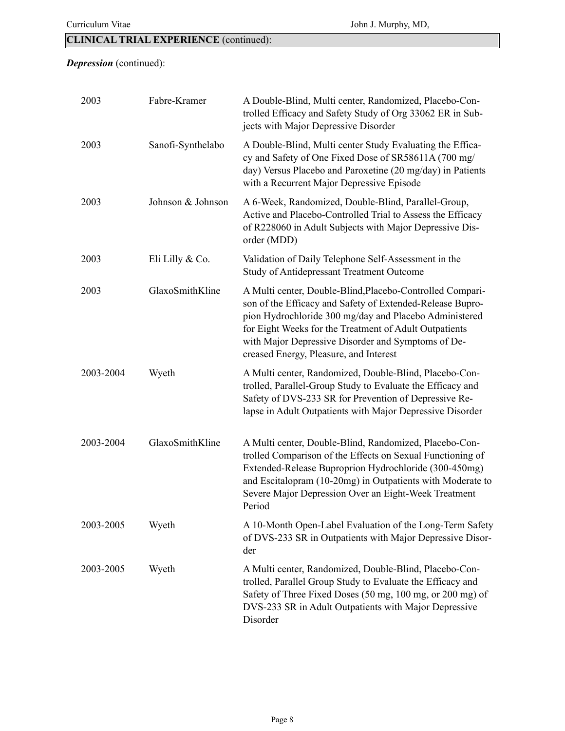## CLINICAL TRIAL EXPERIENCE (continued):

***Depression*** (continued):

| | | |
|---|---|---|
| 2003 | Fabre-Kramer | A Double-Blind, Multi center, Randomized, Placebo-Controlled Efficacy and Safety Study of Org 33062 ER in Subjects with Major Depressive Disorder |
| 2003 | Sanofi-Synthelabo | A Double-Blind, Multi center Study Evaluating the Efficacy and Safety of One Fixed Dose of SR58611A (700 mg/day) Versus Placebo and Paroxetine (20 mg/day) in Patients with a Recurrent Major Depressive Episode |
| 2003 | Johnson & Johnson | A 6-Week, Randomized, Double-Blind, Parallel-Group, Active and Placebo-Controlled Trial to Assess the Efficacy of R228060 in Adult Subjects with Major Depressive Disorder (MDD) |
| 2003 | Eli Lilly & Co. | Validation of Daily Telephone Self-Assessment in the Study of Antidepressant Treatment Outcome |
| 2003 | GlaxoSmithKline | A Multi center, Double-Blind,Placebo-Controlled Comparison of the Efficacy and Safety of Extended-Release Bupropion Hydrochloride 300 mg/day and Placebo Administered for Eight Weeks for the Treatment of Adult Outpatients with Major Depressive Disorder and Symptoms of Decreased Energy, Pleasure, and Interest |
| 2003-2004 | Wyeth | A Multi center, Randomized, Double-Blind, Placebo-Controlled, Parallel-Group, Study to Evaluate the Efficacy and Safety of DVS-233 SR for Prevention of Depressive Relapse in Adult Outpatients with Major Depressive Disorder |
| 2003-2004 | GlaxoSmithKline | A Multi center, Double-Blind, Randomized, Placebo-Controlled Comparison of the Effects on Sexual Functioning of Extended-Release Buproprion Hydrochloride (300-450mg) and Escitalopram (10-20mg) in Outpatients with Moderate to Severe Major Depression Over an Eight-Week Treatment Period |
| 2003-2005 | Wyeth | A 10-Month Open-Label Evaluation of the Long-Term Safety of DVS-233 SR in Outpatients with Major Depressive Disorder |
| 2003-2005 | Wyeth | A Multi center, Randomized, Double-Blind, Placebo-Controlled, Parallel Group Study to Evaluate the Efficacy and Safety of Three Fixed Doses (50 mg, 100 mg, or 200 mg) of DVS-233 SR in Adult Outpatients with Major Depressive Disorder |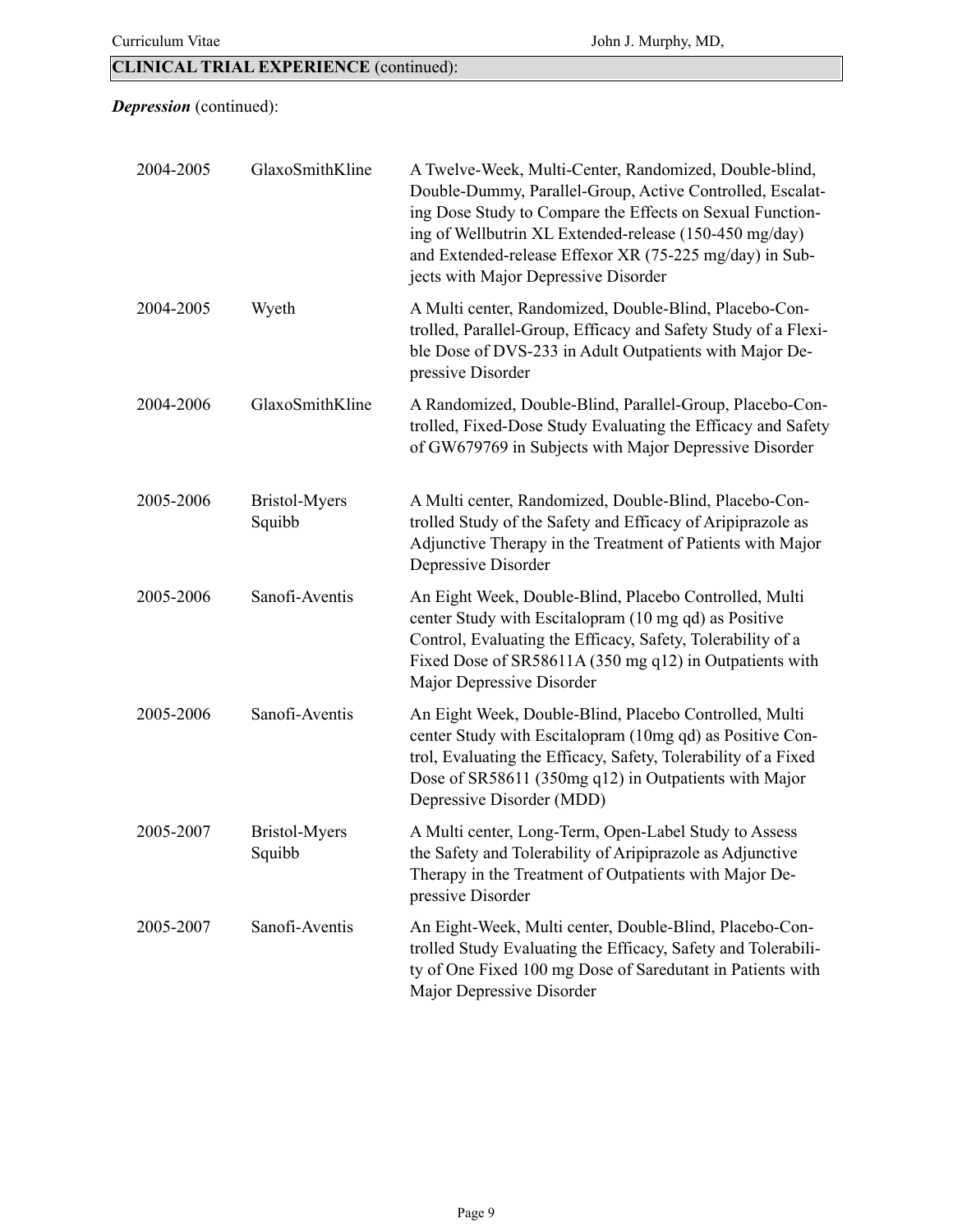## CLINICAL TRIAL EXPERIENCE (continued):

***Depression*** (continued):

| | | |
|---|---|---|
| 2004-2005 | GlaxoSmithKline | A Twelve-Week, Multi-Center, Randomized, Double-blind, Double-Dummy, Parallel-Group, Active Controlled, Escalating Dose Study to Compare the Effects on Sexual Functioning of Wellbutrin XL Extended-release (150-450 mg/day) and Extended-release Effexor XR (75-225 mg/day) in Subjects with Major Depressive Disorder |
| 2004-2005 | Wyeth | A Multi center, Randomized, Double-Blind, Placebo-Controlled, Parallel-Group, Efficacy and Safety Study of a Flexible Dose of DVS-233 in Adult Outpatients with Major Depressive Disorder |
| 2004-2006 | GlaxoSmithKline | A Randomized, Double-Blind, Parallel-Group, Placebo-Controlled, Fixed-Dose Study Evaluating the Efficacy and Safety of GW679769 in Subjects with Major Depressive Disorder |
| 2005-2006 | Bristol-Myers Squibb | A Multi center, Randomized, Double-Blind, Placebo-Controlled Study of the Safety and Efficacy of Aripiprazole as Adjunctive Therapy in the Treatment of Patients with Major Depressive Disorder |
| 2005-2006 | Sanofi-Aventis | An Eight Week, Double-Blind, Placebo Controlled, Multi center Study with Escitalopram (10 mg qd) as Positive Control, Evaluating the Efficacy, Safety, Tolerability of a Fixed Dose of SR58611A (350 mg q12) in Outpatients with Major Depressive Disorder |
| 2005-2006 | Sanofi-Aventis | An Eight Week, Double-Blind, Placebo Controlled, Multi center Study with Escitalopram (10mg qd) as Positive Control, Evaluating the Efficacy, Safety, Tolerability of a Fixed Dose of SR58611 (350mg q12) in Outpatients with Major Depressive Disorder (MDD) |
| 2005-2007 | Bristol-Myers Squibb | A Multi center, Long-Term, Open-Label Study to Assess the Safety and Tolerability of Aripiprazole as Adjunctive Therapy in the Treatment of Outpatients with Major Depressive Disorder |
| 2005-2007 | Sanofi-Aventis | An Eight-Week, Multi center, Double-Blind, Placebo-Controlled Study Evaluating the Efficacy, Safety and Tolerability of One Fixed 100 mg Dose of Saredutant in Patients with Major Depressive Disorder |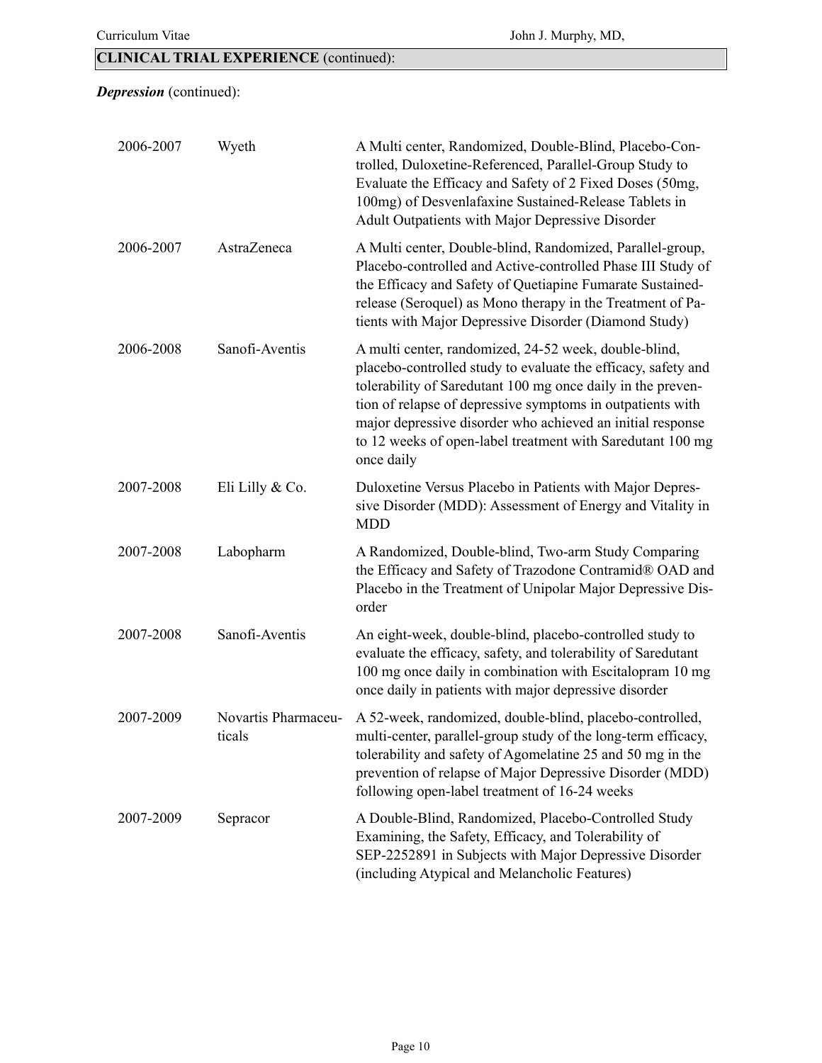## **CLINICAL TRIAL EXPERIENCE** (continued):

***Depression*** (continued):

| | | |
|---|---|---|
| 2006-2007 | Wyeth | A Multi center, Randomized, Double-Blind, Placebo-Controlled, Duloxetine-Referenced, Parallel-Group Study to Evaluate the Efficacy and Safety of 2 Fixed Doses (50mg, 100mg) of Desvenlafaxine Sustained-Release Tablets in Adult Outpatients with Major Depressive Disorder |
| 2006-2007 | AstraZeneca | A Multi center, Double-blind, Randomized, Parallel-group, Placebo-controlled and Active-controlled Phase III Study of the Efficacy and Safety of Quetiapine Fumarate Sustained-release (Seroquel) as Mono therapy in the Treatment of Patients with Major Depressive Disorder (Diamond Study) |
| 2006-2008 | Sanofi-Aventis | A multi center, randomized, 24-52 week, double-blind, placebo-controlled study to evaluate the efficacy, safety and tolerability of Saredutant 100 mg once daily in the prevention of relapse of depressive symptoms in outpatients with major depressive disorder who achieved an initial response to 12 weeks of open-label treatment with Saredutant 100 mg once daily |
| 2007-2008 | Eli Lilly & Co. | Duloxetine Versus Placebo in Patients with Major Depressive Disorder (MDD): Assessment of Energy and Vitality in MDD |
| 2007-2008 | Labopharm | A Randomized, Double-blind, Two-arm Study Comparing the Efficacy and Safety of Trazodone Contramid® OAD and Placebo in the Treatment of Unipolar Major Depressive Disorder |
| 2007-2008 | Sanofi-Aventis | An eight-week, double-blind, placebo-controlled study to evaluate the efficacy, safety, and tolerability of Saredutant 100 mg once daily in combination with Escitalopram 10 mg once daily in patients with major depressive disorder |
| 2007-2009 | Novartis Pharmaceuticals | A 52-week, randomized, double-blind, placebo-controlled, multi-center, parallel-group study of the long-term efficacy, tolerability and safety of Agomelatine 25 and 50 mg in the prevention of relapse of Major Depressive Disorder (MDD) following open-label treatment of 16-24 weeks |
| 2007-2009 | Sepracor | A Double-Blind, Randomized, Placebo-Controlled Study Examining, the Safety, Efficacy, and Tolerability of SEP-2252891 in Subjects with Major Depressive Disorder (including Atypical and Melancholic Features) |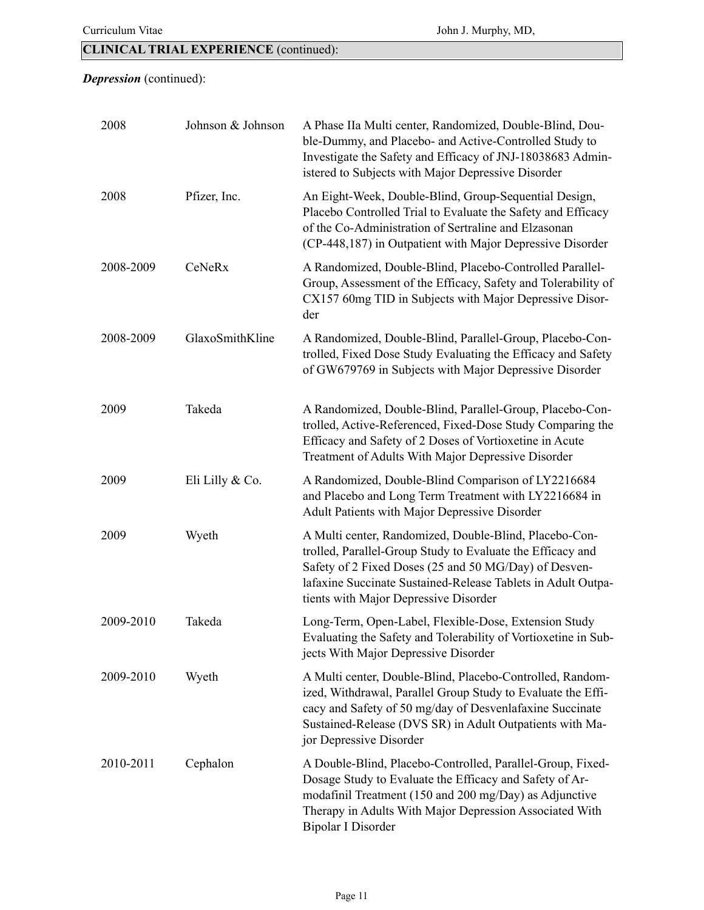## CLINICAL TRIAL EXPERIENCE (continued):

***Depression*** (continued):

| | | |
|---|---|---|
| 2008 | Johnson & Johnson | A Phase IIa Multi center, Randomized, Double-Blind, Double-Dummy, and Placebo- and Active-Controlled Study to Investigate the Safety and Efficacy of JNJ-18038683 Administered to Subjects with Major Depressive Disorder |
| 2008 | Pfizer, Inc. | An Eight-Week, Double-Blind, Group-Sequential Design, Placebo Controlled Trial to Evaluate the Safety and Efficacy of the Co-Administration of Sertraline and Elzasonan (CP-448,187) in Outpatient with Major Depressive Disorder |
| 2008-2009 | CeNeRx | A Randomized, Double-Blind, Placebo-Controlled Parallel-Group, Assessment of the Efficacy, Safety and Tolerability of CX157 60mg TID in Subjects with Major Depressive Disorder |
| 2008-2009 | GlaxoSmithKline | A Randomized, Double-Blind, Parallel-Group, Placebo-Controlled, Fixed Dose Study Evaluating the Efficacy and Safety of GW679769 in Subjects with Major Depressive Disorder |
| 2009 | Takeda | A Randomized, Double-Blind, Parallel-Group, Placebo-Controlled, Active-Referenced, Fixed-Dose Study Comparing the Efficacy and Safety of 2 Doses of Vortioxetine in Acute Treatment of Adults With Major Depressive Disorder |
| 2009 | Eli Lilly & Co. | A Randomized, Double-Blind Comparison of LY2216684 and Placebo and Long Term Treatment with LY2216684 in Adult Patients with Major Depressive Disorder |
| 2009 | Wyeth | A Multi center, Randomized, Double-Blind, Placebo-Controlled, Parallel-Group Study to Evaluate the Efficacy and Safety of 2 Fixed Doses (25 and 50 MG/Day) of Desvenlafaxine Succinate Sustained-Release Tablets in Adult Outpatients with Major Depressive Disorder |
| 2009-2010 | Takeda | Long-Term, Open-Label, Flexible-Dose, Extension Study Evaluating the Safety and Tolerability of Vortioxetine in Subjects With Major Depressive Disorder |
| 2009-2010 | Wyeth | A Multi center, Double-Blind, Placebo-Controlled, Randomized, Withdrawal, Parallel Group Study to Evaluate the Efficacy and Safety of 50 mg/day of Desvenlafaxine Succinate Sustained-Release (DVS SR) in Adult Outpatients with Major Depressive Disorder |
| 2010-2011 | Cephalon | A Double-Blind, Placebo-Controlled, Parallel-Group, Fixed-Dosage Study to Evaluate the Efficacy and Safety of Armodafinil Treatment (150 and 200 mg/Day) as Adjunctive Therapy in Adults With Major Depression Associated With Bipolar I Disorder |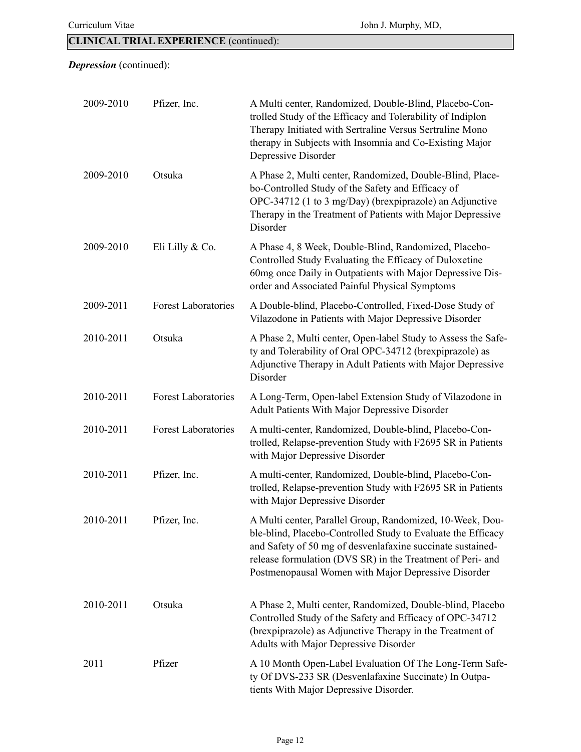## CLINICAL TRIAL EXPERIENCE (continued):

***Depression*** (continued):

| | | |
|---|---|---|
| 2009-2010 | Pfizer, Inc. | A Multi center, Randomized, Double-Blind, Placebo-Controlled Study of the Efficacy and Tolerability of Indiplon Therapy Initiated with Sertraline Versus Sertraline Mono therapy in Subjects with Insomnia and Co-Existing Major Depressive Disorder |
| 2009-2010 | Otsuka | A Phase 2, Multi center, Randomized, Double-Blind, Placebo-Controlled Study of the Safety and Efficacy of OPC-34712 (1 to 3 mg/Day) (brexpiprazole) an Adjunctive Therapy in the Treatment of Patients with Major Depressive Disorder |
| 2009-2010 | Eli Lilly & Co. | A Phase 4, 8 Week, Double-Blind, Randomized, Placebo-Controlled Study Evaluating the Efficacy of Duloxetine 60mg once Daily in Outpatients with Major Depressive Disorder and Associated Painful Physical Symptoms |
| 2009-2011 | Forest Laboratories | A Double-blind, Placebo-Controlled, Fixed-Dose Study of Vilazodone in Patients with Major Depressive Disorder |
| 2010-2011 | Otsuka | A Phase 2, Multi center, Open-label Study to Assess the Safety and Tolerability of Oral OPC-34712 (brexpiprazole) as Adjunctive Therapy in Adult Patients with Major Depressive Disorder |
| 2010-2011 | Forest Laboratories | A Long-Term, Open-label Extension Study of Vilazodone in Adult Patients With Major Depressive Disorder |
| 2010-2011 | Forest Laboratories | A multi-center, Randomized, Double-blind, Placebo-Controlled, Relapse-prevention Study with F2695 SR in Patients with Major Depressive Disorder |
| 2010-2011 | Pfizer, Inc. | A multi-center, Randomized, Double-blind, Placebo-Controlled, Relapse-prevention Study with F2695 SR in Patients with Major Depressive Disorder |
| 2010-2011 | Pfizer, Inc. | A Multi center, Parallel Group, Randomized, 10-Week, Double-blind, Placebo-Controlled Study to Evaluate the Efficacy and Safety of 50 mg of desvenlafaxine succinate sustained-release formulation (DVS SR) in the Treatment of Peri- and Postmenopausal Women with Major Depressive Disorder |
| 2010-2011 | Otsuka | A Phase 2, Multi center, Randomized, Double-blind, Placebo Controlled Study of the Safety and Efficacy of OPC-34712 (brexpiprazole) as Adjunctive Therapy in the Treatment of Adults with Major Depressive Disorder |
| 2011 | Pfizer | A 10 Month Open-Label Evaluation Of The Long-Term Safety Of DVS-233 SR (Desvenlafaxine Succinate) In Outpatients With Major Depressive Disorder. |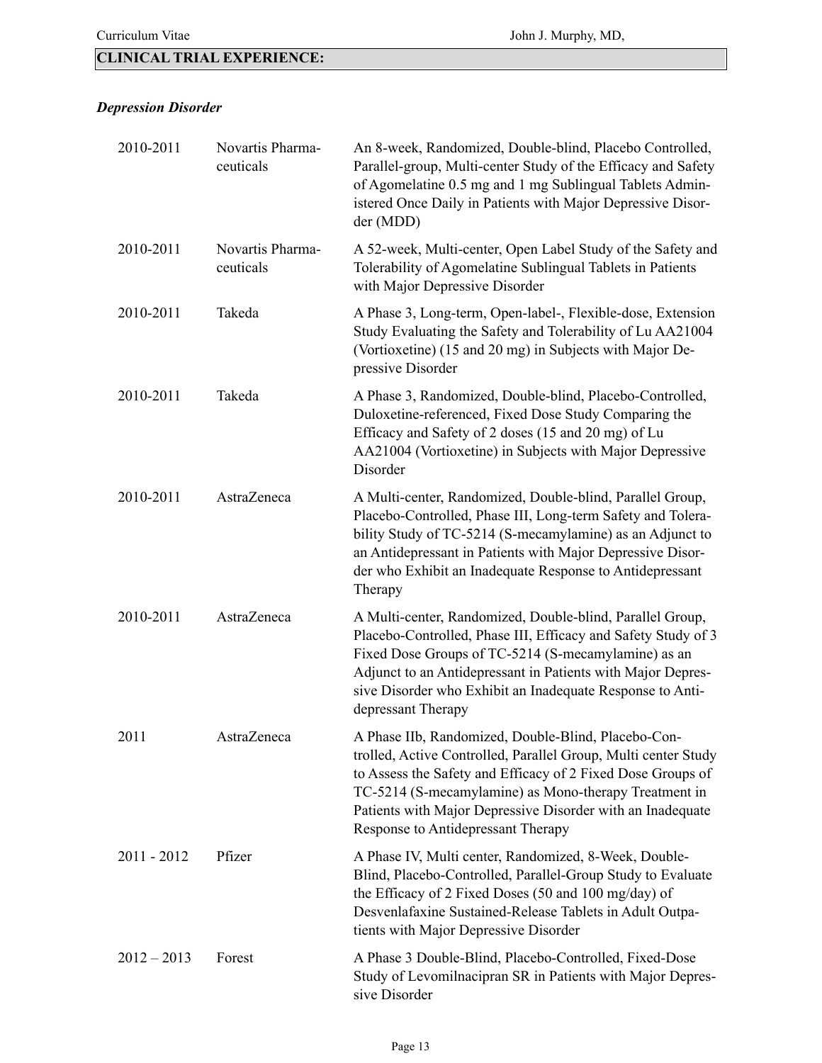## CLINICAL TRIAL EXPERIENCE:

### *Depression Disorder*

| | | |
|---|---|---|
| 2010-2011 | Novartis Pharmaceuticals | An 8-week, Randomized, Double-blind, Placebo Controlled, Parallel-group, Multi-center Study of the Efficacy and Safety of Agomelatine 0.5 mg and 1 mg Sublingual Tablets Administered Once Daily in Patients with Major Depressive Disorder (MDD) |
| 2010-2011 | Novartis Pharmaceuticals | A 52-week, Multi-center, Open Label Study of the Safety and Tolerability of Agomelatine Sublingual Tablets in Patients with Major Depressive Disorder |
| 2010-2011 | Takeda | A Phase 3, Long-term, Open-label-, Flexible-dose, Extension Study Evaluating the Safety and Tolerability of Lu AA21004 (Vortioxetine) (15 and 20 mg) in Subjects with Major Depressive Disorder |
| 2010-2011 | Takeda | A Phase 3, Randomized, Double-blind, Placebo-Controlled, Duloxetine-referenced, Fixed Dose Study Comparing the Efficacy and Safety of 2 doses (15 and 20 mg) of Lu AA21004 (Vortioxetine) in Subjects with Major Depressive Disorder |
| 2010-2011 | AstraZeneca | A Multi-center, Randomized, Double-blind, Parallel Group, Placebo-Controlled, Phase III, Long-term Safety and Tolerability Study of TC-5214 (S-mecamylamine) as an Adjunct to an Antidepressant in Patients with Major Depressive Disorder who Exhibit an Inadequate Response to Antidepressant Therapy |
| 2010-2011 | AstraZeneca | A Multi-center, Randomized, Double-blind, Parallel Group, Placebo-Controlled, Phase III, Efficacy and Safety Study of 3 Fixed Dose Groups of TC-5214 (S-mecamylamine) as an Adjunct to an Antidepressant in Patients with Major Depressive Disorder who Exhibit an Inadequate Response to Antidepressant Therapy |
| 2011 | AstraZeneca | A Phase IIb, Randomized, Double-Blind, Placebo-Controlled, Active Controlled, Parallel Group, Multi center Study to Assess the Safety and Efficacy of 2 Fixed Dose Groups of TC-5214 (S-mecamylamine) as Mono-therapy Treatment in Patients with Major Depressive Disorder with an Inadequate Response to Antidepressant Therapy |
| 2011 - 2012 | Pfizer | A Phase IV, Multi center, Randomized, 8-Week, Double-Blind, Placebo-Controlled, Parallel-Group Study to Evaluate the Efficacy of 2 Fixed Doses (50 and 100 mg/day) of Desvenlafaxine Sustained-Release Tablets in Adult Outpatients with Major Depressive Disorder |
| 2012 – 2013 | Forest | A Phase 3 Double-Blind, Placebo-Controlled, Fixed-Dose Study of Levomilnacipran SR in Patients with Major Depressive Disorder |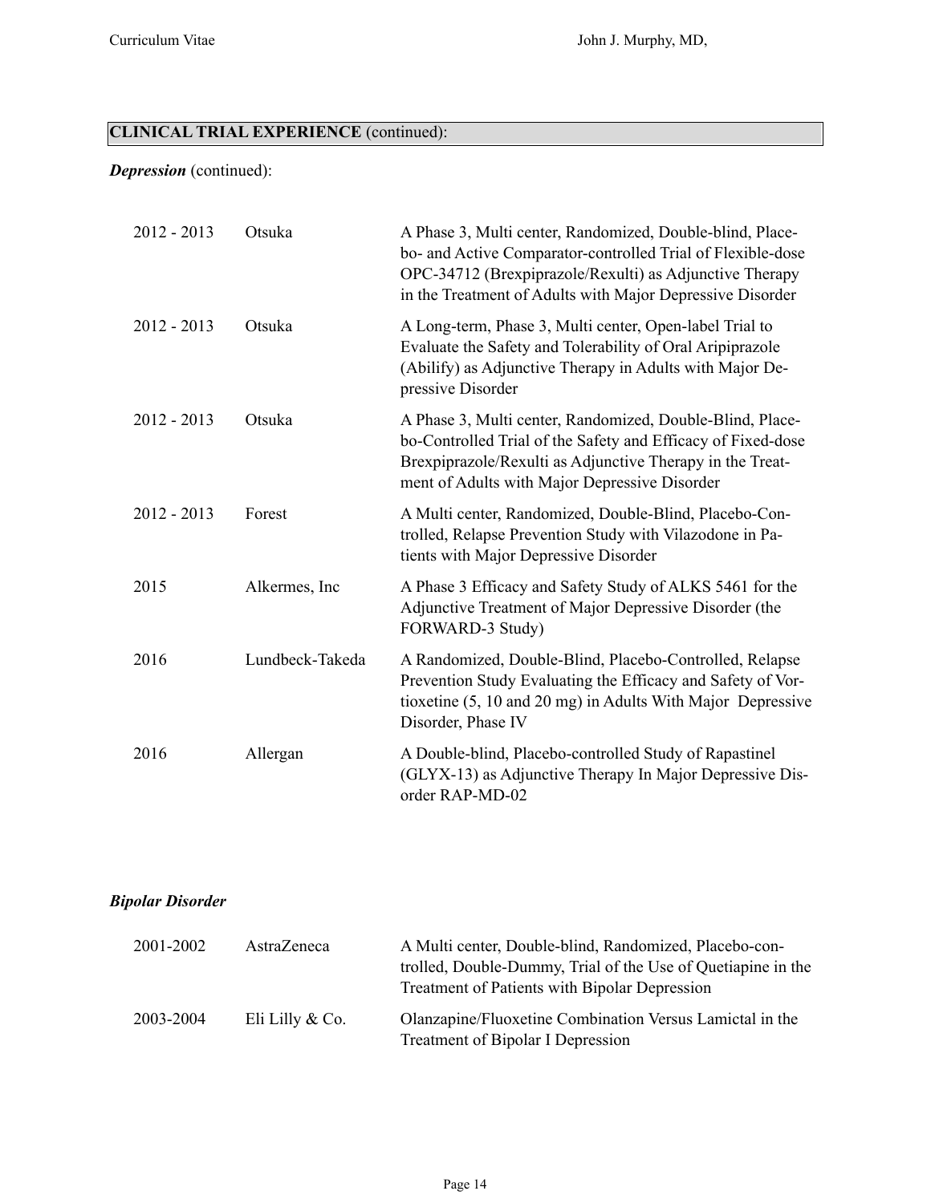## CLINICAL TRIAL EXPERIENCE (continued):

***Depression*** (continued):

| | | |
|---|---|---|
| 2012 - 2013 | Otsuka | A Phase 3, Multi center, Randomized, Double-blind, Placebo- and Active Comparator-controlled Trial of Flexible-dose OPC-34712 (Brexpiprazole/Rexulti) as Adjunctive Therapy in the Treatment of Adults with Major Depressive Disorder |
| 2012 - 2013 | Otsuka | A Long-term, Phase 3, Multi center, Open-label Trial to Evaluate the Safety and Tolerability of Oral Aripiprazole (Abilify) as Adjunctive Therapy in Adults with Major Depressive Disorder |
| 2012 - 2013 | Otsuka | A Phase 3, Multi center, Randomized, Double-Blind, Placebo-Controlled Trial of the Safety and Efficacy of Fixed-dose Brexpiprazole/Rexulti as Adjunctive Therapy in the Treatment of Adults with Major Depressive Disorder |
| 2012 - 2013 | Forest | A Multi center, Randomized, Double-Blind, Placebo-Controlled, Relapse Prevention Study with Vilazodone in Patients with Major Depressive Disorder |
| 2015 | Alkermes, Inc | A Phase 3 Efficacy and Safety Study of ALKS 5461 for the Adjunctive Treatment of Major Depressive Disorder (the FORWARD-3 Study) |
| 2016 | Lundbeck-Takeda | A Randomized, Double-Blind, Placebo-Controlled, Relapse Prevention Study Evaluating the Efficacy and Safety of Vortioxetine (5, 10 and 20 mg) in Adults With Major Depressive Disorder, Phase IV |
| 2016 | Allergan | A Double-blind, Placebo-controlled Study of Rapastinel (GLYX-13) as Adjunctive Therapy In Major Depressive Disorder RAP-MD-02 |

***Bipolar Disorder***

| | | |
|---|---|---|
| 2001-2002 | AstraZeneca | A Multi center, Double-blind, Randomized, Placebo-controlled, Double-Dummy, Trial of the Use of Quetiapine in the Treatment of Patients with Bipolar Depression |
| 2003-2004 | Eli Lilly & Co. | Olanzapine/Fluoxetine Combination Versus Lamictal in the Treatment of Bipolar I Depression |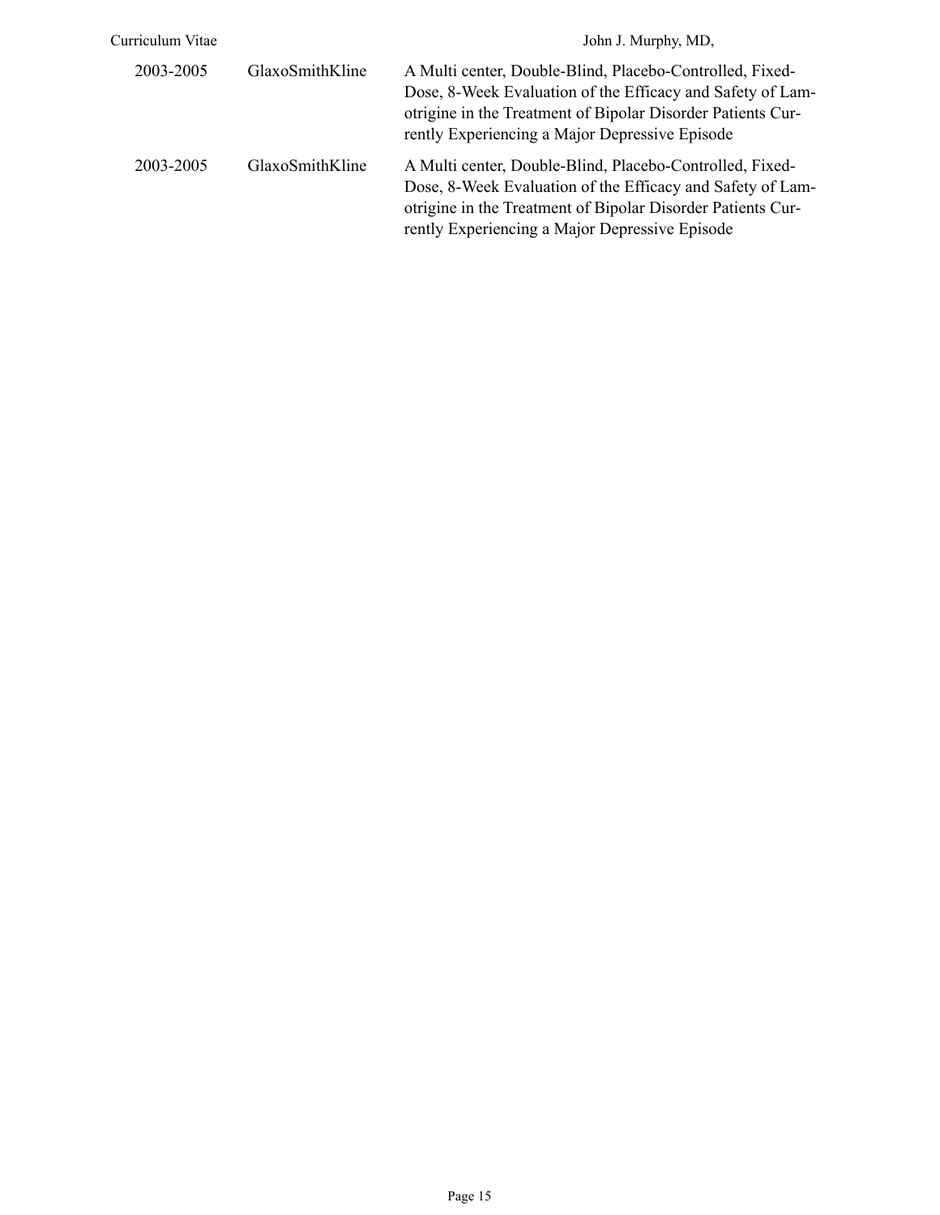| | | |
|---|---|---|
| 2003-2005 | GlaxoSmithKline | A Multi center, Double-Blind, Placebo-Controlled, Fixed-Dose, 8-Week Evaluation of the Efficacy and Safety of Lamotrigine in the Treatment of Bipolar Disorder Patients Currently Experiencing a Major Depressive Episode |
| 2003-2005 | GlaxoSmithKline | A Multi center, Double-Blind, Placebo-Controlled, Fixed-Dose, 8-Week Evaluation of the Efficacy and Safety of Lamotrigine in the Treatment of Bipolar Disorder Patients Currently Experiencing a Major Depressive Episode |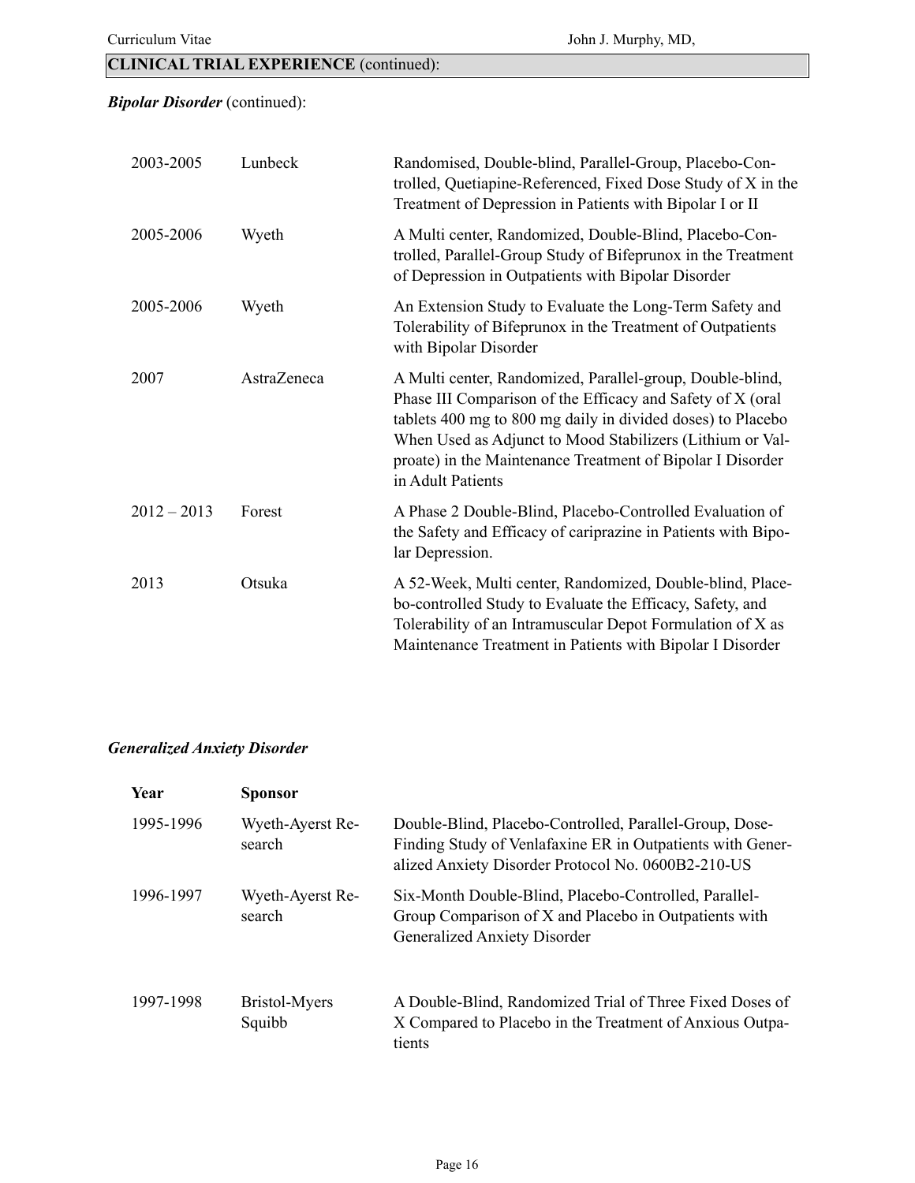## CLINICAL TRIAL EXPERIENCE (continued):

***Bipolar Disorder*** (continued):

| | | |
|---|---|---|
| 2003-2005 | Lunbeck | Randomised, Double-blind, Parallel-Group, Placebo-Controlled, Quetiapine-Referenced, Fixed Dose Study of X in the Treatment of Depression in Patients with Bipolar I or II |
| 2005-2006 | Wyeth | A Multi center, Randomized, Double-Blind, Placebo-Controlled, Parallel-Group Study of Bifeprunox in the Treatment of Depression in Outpatients with Bipolar Disorder |
| 2005-2006 | Wyeth | An Extension Study to Evaluate the Long-Term Safety and Tolerability of Bifeprunox in the Treatment of Outpatients with Bipolar Disorder |
| 2007 | AstraZeneca | A Multi center, Randomized, Parallel-group, Double-blind, Phase III Comparison of the Efficacy and Safety of X (oral tablets 400 mg to 800 mg daily in divided doses) to Placebo When Used as Adjunct to Mood Stabilizers (Lithium or Valproate) in the Maintenance Treatment of Bipolar I Disorder in Adult Patients |
| 2012 – 2013 | Forest | A Phase 2 Double-Blind, Placebo-Controlled Evaluation of the Safety and Efficacy of cariprazine in Patients with Bipolar Depression. |
| 2013 | Otsuka | A 52-Week, Multi center, Randomized, Double-blind, Placebo-controlled Study to Evaluate the Efficacy, Safety, and Tolerability of an Intramuscular Depot Formulation of X as Maintenance Treatment in Patients with Bipolar I Disorder |

***Generalized Anxiety Disorder***

| Year | Sponsor | |
|---|---|---|
| 1995-1996 | Wyeth-Ayerst Research | Double-Blind, Placebo-Controlled, Parallel-Group, Dose-Finding Study of Venlafaxine ER in Outpatients with Generalized Anxiety Disorder Protocol No. 0600B2-210-US |
| 1996-1997 | Wyeth-Ayerst Research | Six-Month Double-Blind, Placebo-Controlled, Parallel-Group Comparison of X and Placebo in Outpatients with Generalized Anxiety Disorder |
| 1997-1998 | Bristol-Myers Squibb | A Double-Blind, Randomized Trial of Three Fixed Doses of X Compared to Placebo in the Treatment of Anxious Outpatients |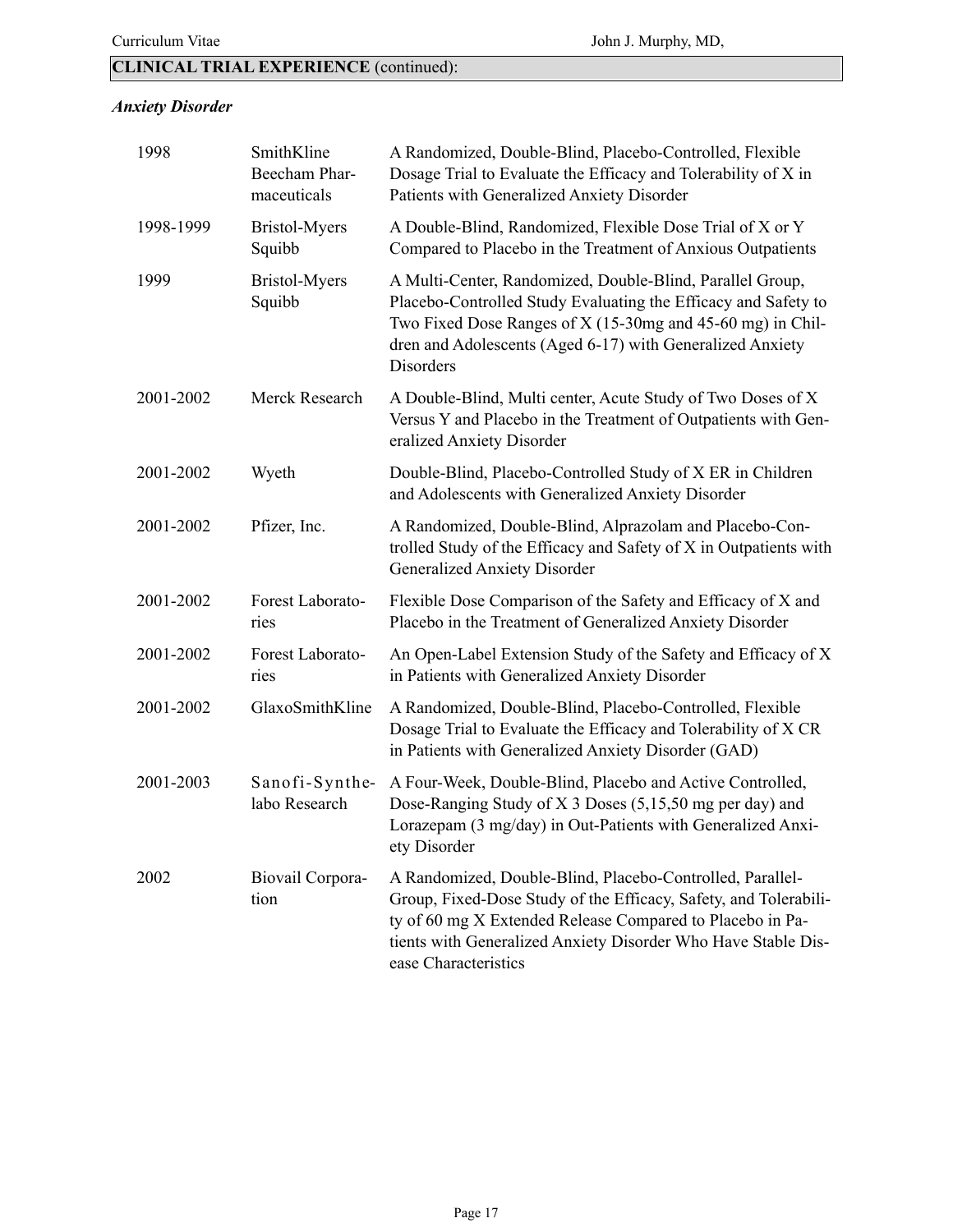## CLINICAL TRIAL EXPERIENCE (continued):

### *Anxiety Disorder*

| | | |
|---|---|---|
| 1998 | SmithKline Beecham Pharmaceuticals | A Randomized, Double-Blind, Placebo-Controlled, Flexible Dosage Trial to Evaluate the Efficacy and Tolerability of X in Patients with Generalized Anxiety Disorder |
| 1998-1999 | Bristol-Myers Squibb | A Double-Blind, Randomized, Flexible Dose Trial of X or Y Compared to Placebo in the Treatment of Anxious Outpatients |
| 1999 | Bristol-Myers Squibb | A Multi-Center, Randomized, Double-Blind, Parallel Group, Placebo-Controlled Study Evaluating the Efficacy and Safety to Two Fixed Dose Ranges of X (15-30mg and 45-60 mg) in Children and Adolescents (Aged 6-17) with Generalized Anxiety Disorders |
| 2001-2002 | Merck Research | A Double-Blind, Multi center, Acute Study of Two Doses of X Versus Y and Placebo in the Treatment of Outpatients with Generalized Anxiety Disorder |
| 2001-2002 | Wyeth | Double-Blind, Placebo-Controlled Study of X ER in Children and Adolescents with Generalized Anxiety Disorder |
| 2001-2002 | Pfizer, Inc. | A Randomized, Double-Blind, Alprazolam and Placebo-Controlled Study of the Efficacy and Safety of X in Outpatients with Generalized Anxiety Disorder |
| 2001-2002 | Forest Laboratories | Flexible Dose Comparison of the Safety and Efficacy of X and Placebo in the Treatment of Generalized Anxiety Disorder |
| 2001-2002 | Forest Laboratories | An Open-Label Extension Study of the Safety and Efficacy of X in Patients with Generalized Anxiety Disorder |
| 2001-2002 | GlaxoSmithKline | A Randomized, Double-Blind, Placebo-Controlled, Flexible Dosage Trial to Evaluate the Efficacy and Tolerability of X CR in Patients with Generalized Anxiety Disorder (GAD) |
| 2001-2003 | Sanofi-Synthelabo Research | A Four-Week, Double-Blind, Placebo and Active Controlled, Dose-Ranging Study of X 3 Doses (5,15,50 mg per day) and Lorazepam (3 mg/day) in Out-Patients with Generalized Anxiety Disorder |
| 2002 | Biovail Corporation | A Randomized, Double-Blind, Placebo-Controlled, Parallel-Group, Fixed-Dose Study of the Efficacy, Safety, and Tolerability of 60 mg X Extended Release Compared to Placebo in Patients with Generalized Anxiety Disorder Who Have Stable Disease Characteristics |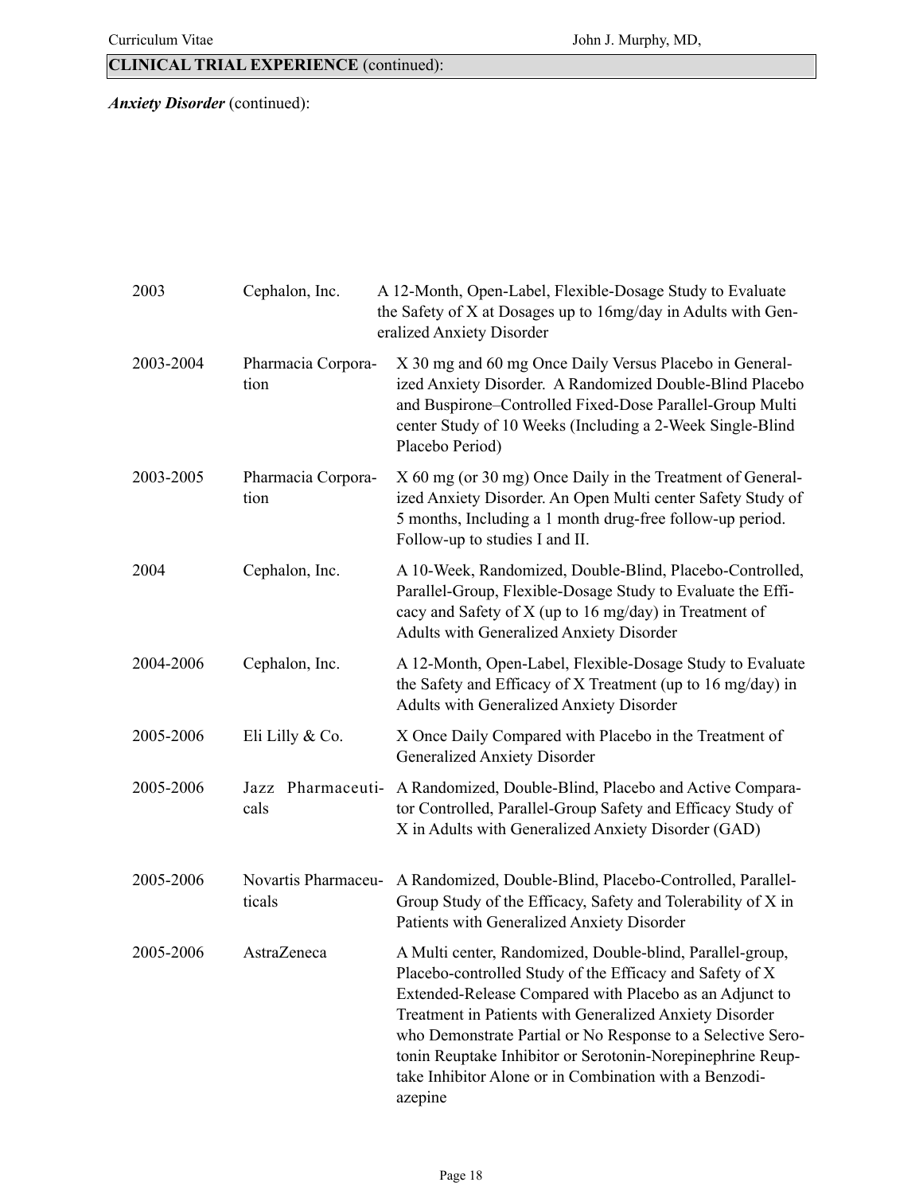## CLINICAL TRIAL EXPERIENCE (continued):

***Anxiety Disorder*** (continued):

| | | |
|---|---|---|
| 2003 | Cephalon, Inc. | A 12-Month, Open-Label, Flexible-Dosage Study to Evaluate the Safety of X at Dosages up to 16mg/day in Adults with Generalized Anxiety Disorder |
| 2003-2004 | Pharmacia Corporation | X 30 mg and 60 mg Once Daily Versus Placebo in Generalized Anxiety Disorder. A Randomized Double-Blind Placebo and Buspirone–Controlled Fixed-Dose Parallel-Group Multi center Study of 10 Weeks (Including a 2-Week Single-Blind Placebo Period) |
| 2003-2005 | Pharmacia Corporation | X 60 mg (or 30 mg) Once Daily in the Treatment of Generalized Anxiety Disorder. An Open Multi center Safety Study of 5 months, Including a 1 month drug-free follow-up period. Follow-up to studies I and II. |
| 2004 | Cephalon, Inc. | A 10-Week, Randomized, Double-Blind, Placebo-Controlled, Parallel-Group, Flexible-Dosage Study to Evaluate the Efficacy and Safety of X (up to 16 mg/day) in Treatment of Adults with Generalized Anxiety Disorder |
| 2004-2006 | Cephalon, Inc. | A 12-Month, Open-Label, Flexible-Dosage Study to Evaluate the Safety and Efficacy of X Treatment (up to 16 mg/day) in Adults with Generalized Anxiety Disorder |
| 2005-2006 | Eli Lilly & Co. | X Once Daily Compared with Placebo in the Treatment of Generalized Anxiety Disorder |
| 2005-2006 | Jazz Pharmaceuticals | A Randomized, Double-Blind, Placebo and Active Comparator Controlled, Parallel-Group Safety and Efficacy Study of X in Adults with Generalized Anxiety Disorder (GAD) |
| 2005-2006 | Novartis Pharmaceuticals | A Randomized, Double-Blind, Placebo-Controlled, Parallel-Group Study of the Efficacy, Safety and Tolerability of X in Patients with Generalized Anxiety Disorder |
| 2005-2006 | AstraZeneca | A Multi center, Randomized, Double-blind, Parallel-group, Placebo-controlled Study of the Efficacy and Safety of X Extended-Release Compared with Placebo as an Adjunct to Treatment in Patients with Generalized Anxiety Disorder who Demonstrate Partial or No Response to a Selective Serotonin Reuptake Inhibitor or Serotonin-Norepinephrine Reuptake Inhibitor Alone or in Combination with a Benzodiazepine |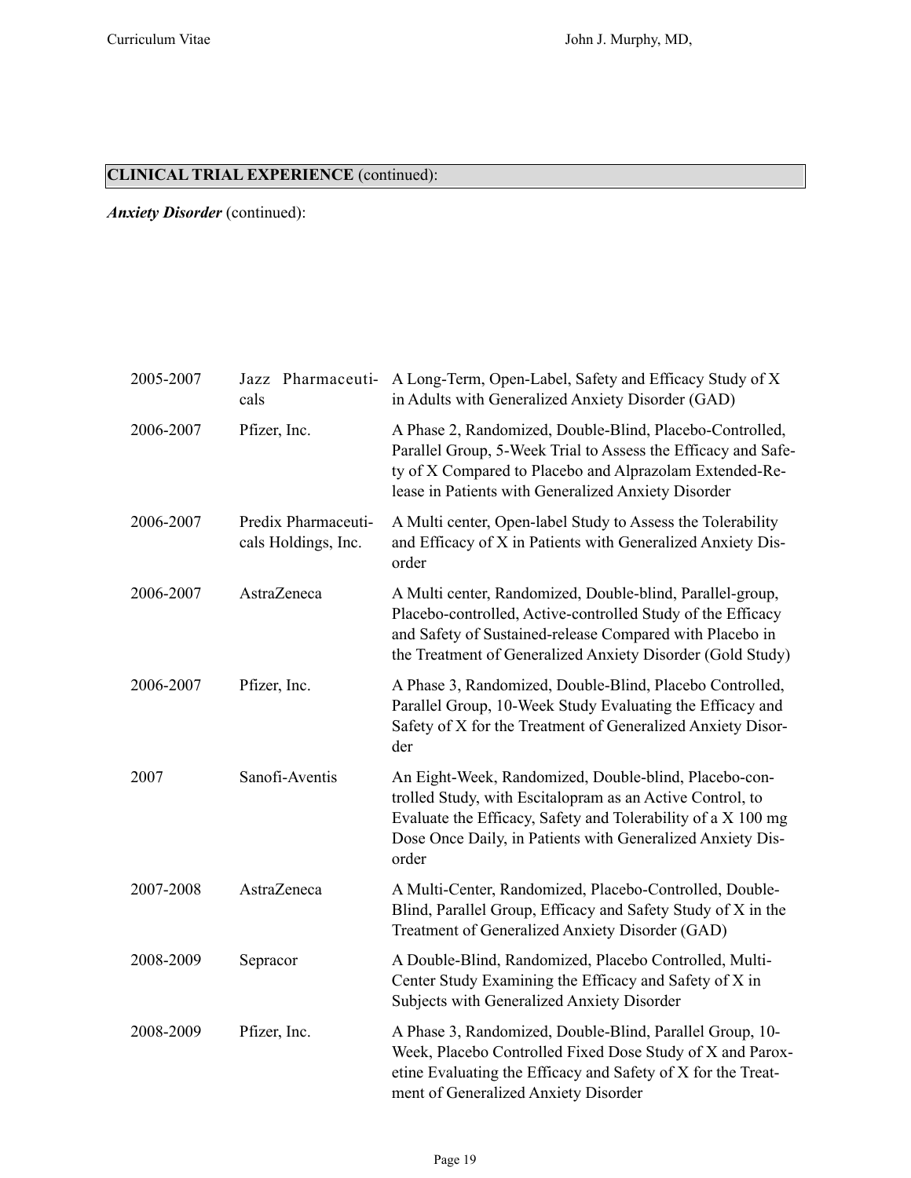## CLINICAL TRIAL EXPERIENCE (continued):

***Anxiety Disorder*** (continued):

| | | |
|---|---|---|
| 2005-2007 | Jazz Pharmaceuticals | A Long-Term, Open-Label, Safety and Efficacy Study of X in Adults with Generalized Anxiety Disorder (GAD) |
| 2006-2007 | Pfizer, Inc. | A Phase 2, Randomized, Double-Blind, Placebo-Controlled, Parallel Group, 5-Week Trial to Assess the Efficacy and Safety of X Compared to Placebo and Alprazolam Extended-Release in Patients with Generalized Anxiety Disorder |
| 2006-2007 | Predix Pharmaceuticals Holdings, Inc. | A Multi center, Open-label Study to Assess the Tolerability and Efficacy of X in Patients with Generalized Anxiety Disorder |
| 2006-2007 | AstraZeneca | A Multi center, Randomized, Double-blind, Parallel-group, Placebo-controlled, Active-controlled Study of the Efficacy and Safety of Sustained-release Compared with Placebo in the Treatment of Generalized Anxiety Disorder (Gold Study) |
| 2006-2007 | Pfizer, Inc. | A Phase 3, Randomized, Double-Blind, Placebo Controlled, Parallel Group, 10-Week Study Evaluating the Efficacy and Safety of X for the Treatment of Generalized Anxiety Disorder |
| 2007 | Sanofi-Aventis | An Eight-Week, Randomized, Double-blind, Placebo-controlled Study, with Escitalopram as an Active Control, to Evaluate the Efficacy, Safety and Tolerability of a X 100 mg Dose Once Daily, in Patients with Generalized Anxiety Disorder |
| 2007-2008 | AstraZeneca | A Multi-Center, Randomized, Placebo-Controlled, Double-Blind, Parallel Group, Efficacy and Safety Study of X in the Treatment of Generalized Anxiety Disorder (GAD) |
| 2008-2009 | Sepracor | A Double-Blind, Randomized, Placebo Controlled, Multi-Center Study Examining the Efficacy and Safety of X in Subjects with Generalized Anxiety Disorder |
| 2008-2009 | Pfizer, Inc. | A Phase 3, Randomized, Double-Blind, Parallel Group, 10-Week, Placebo Controlled Fixed Dose Study of X and Paroxetine Evaluating the Efficacy and Safety of X for the Treatment of Generalized Anxiety Disorder |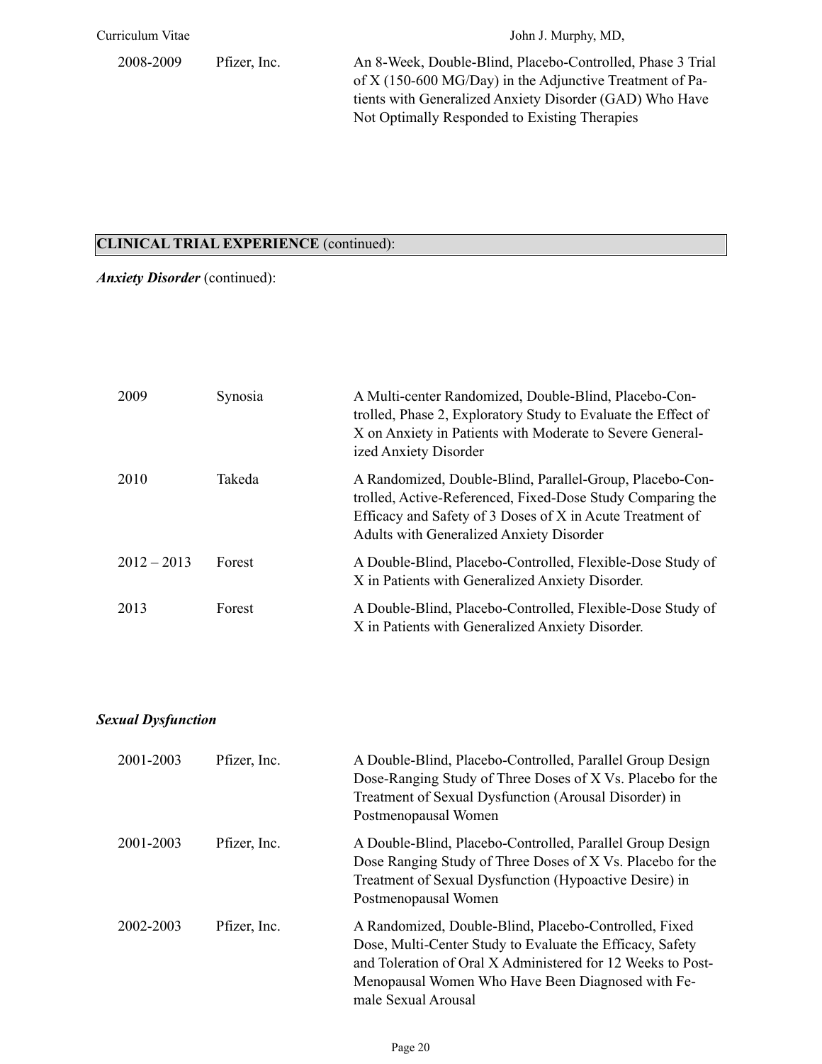| | | |
|---|---|---|
| 2008-2009 | Pfizer, Inc. | An 8-Week, Double-Blind, Placebo-Controlled, Phase 3 Trial of X (150-600 MG/Day) in the Adjunctive Treatment of Patients with Generalized Anxiety Disorder (GAD) Who Have Not Optimally Responded to Existing Therapies |

## **CLINICAL TRIAL EXPERIENCE** (continued):

***Anxiety Disorder*** (continued):

| | | |
|---|---|---|
| 2009 | Synosia | A Multi-center Randomized, Double-Blind, Placebo-Controlled, Phase 2, Exploratory Study to Evaluate the Effect of X on Anxiety in Patients with Moderate to Severe Generalized Anxiety Disorder |
| 2010 | Takeda | A Randomized, Double-Blind, Parallel-Group, Placebo-Controlled, Active-Referenced, Fixed-Dose Study Comparing the Efficacy and Safety of 3 Doses of X in Acute Treatment of Adults with Generalized Anxiety Disorder |
| 2012 – 2013 | Forest | A Double-Blind, Placebo-Controlled, Flexible-Dose Study of X in Patients with Generalized Anxiety Disorder. |
| 2013 | Forest | A Double-Blind, Placebo-Controlled, Flexible-Dose Study of X in Patients with Generalized Anxiety Disorder. |

***Sexual Dysfunction***

| | | |
|---|---|---|
| 2001-2003 | Pfizer, Inc. | A Double-Blind, Placebo-Controlled, Parallel Group Design Dose-Ranging Study of Three Doses of X Vs. Placebo for the Treatment of Sexual Dysfunction (Arousal Disorder) in Postmenopausal Women |
| 2001-2003 | Pfizer, Inc. | A Double-Blind, Placebo-Controlled, Parallel Group Design Dose Ranging Study of Three Doses of X Vs. Placebo for the Treatment of Sexual Dysfunction (Hypoactive Desire) in Postmenopausal Women |
| 2002-2003 | Pfizer, Inc. | A Randomized, Double-Blind, Placebo-Controlled, Fixed Dose, Multi-Center Study to Evaluate the Efficacy, Safety and Toleration of Oral X Administered for 12 Weeks to Post-Menopausal Women Who Have Been Diagnosed with Female Sexual Arousal |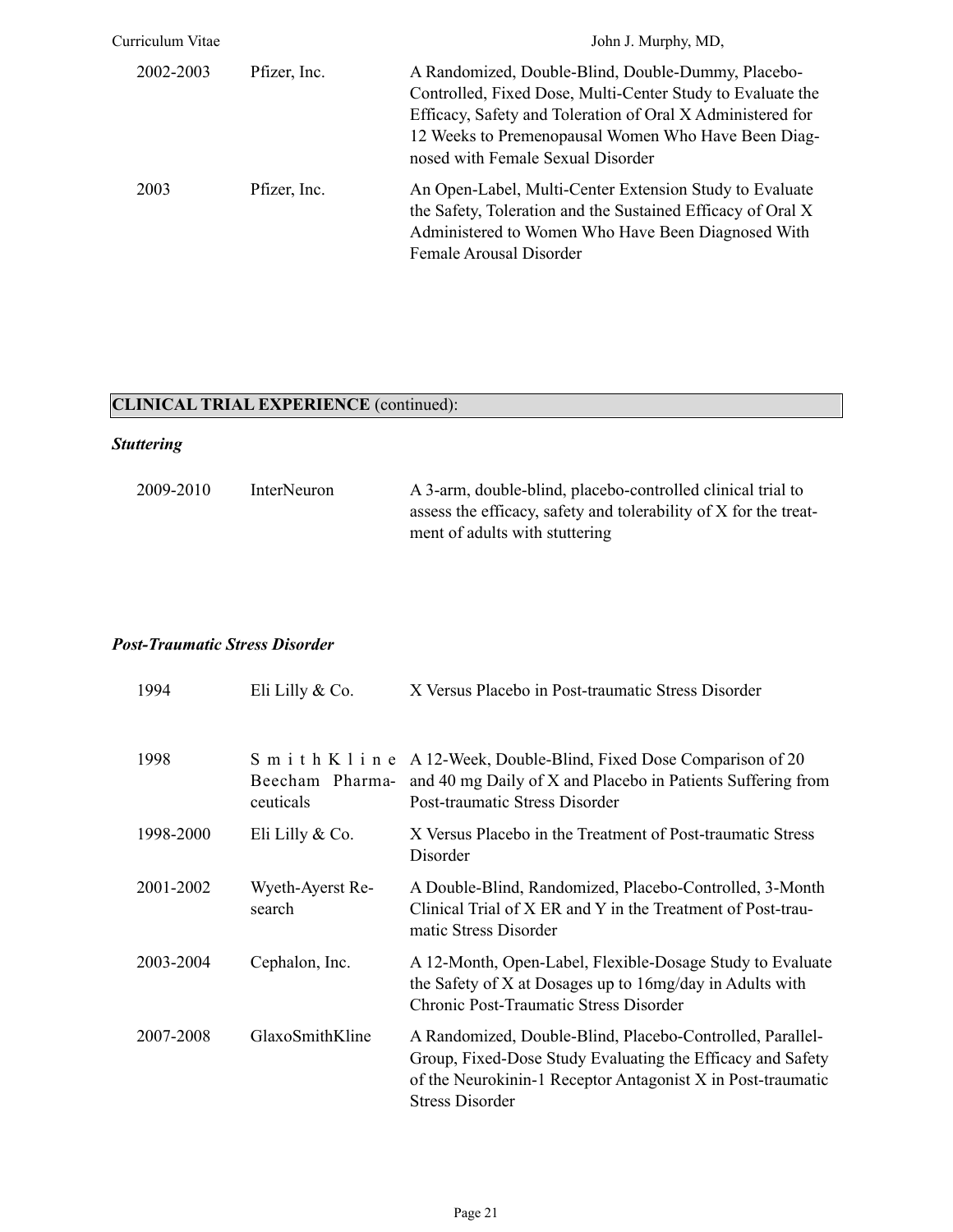| | | |
|---|---|---|
| 2002-2003 | Pfizer, Inc. | A Randomized, Double-Blind, Double-Dummy, Placebo-Controlled, Fixed Dose, Multi-Center Study to Evaluate the Efficacy, Safety and Toleration of Oral X Administered for 12 Weeks to Premenopausal Women Who Have Been Diagnosed with Female Sexual Disorder |
| 2003 | Pfizer, Inc. | An Open-Label, Multi-Center Extension Study to Evaluate the Safety, Toleration and the Sustained Efficacy of Oral X Administered to Women Who Have Been Diagnosed With Female Arousal Disorder |

## CLINICAL TRIAL EXPERIENCE (continued):

### *Stuttering*

| | | |
|---|---|---|
| 2009-2010 | InterNeuron | A 3-arm, double-blind, placebo-controlled clinical trial to assess the efficacy, safety and tolerability of X for the treatment of adults with stuttering |

### *Post-Traumatic Stress Disorder*

| | | |
|---|---|---|
| 1994 | Eli Lilly & Co. | X Versus Placebo in Post-traumatic Stress Disorder |
| 1998 | SmithKline Beecham Pharmaceuticals | A 12-Week, Double-Blind, Fixed Dose Comparison of 20 and 40 mg Daily of X and Placebo in Patients Suffering from Post-traumatic Stress Disorder |
| 1998-2000 | Eli Lilly & Co. | X Versus Placebo in the Treatment of Post-traumatic Stress Disorder |
| 2001-2002 | Wyeth-Ayerst Research | A Double-Blind, Randomized, Placebo-Controlled, 3-Month Clinical Trial of X ER and Y in the Treatment of Post-traumatic Stress Disorder |
| 2003-2004 | Cephalon, Inc. | A 12-Month, Open-Label, Flexible-Dosage Study to Evaluate the Safety of X at Dosages up to 16mg/day in Adults with Chronic Post-Traumatic Stress Disorder |
| 2007-2008 | GlaxoSmithKline | A Randomized, Double-Blind, Placebo-Controlled, Parallel-Group, Fixed-Dose Study Evaluating the Efficacy and Safety of the Neurokinin-1 Receptor Antagonist X in Post-traumatic Stress Disorder |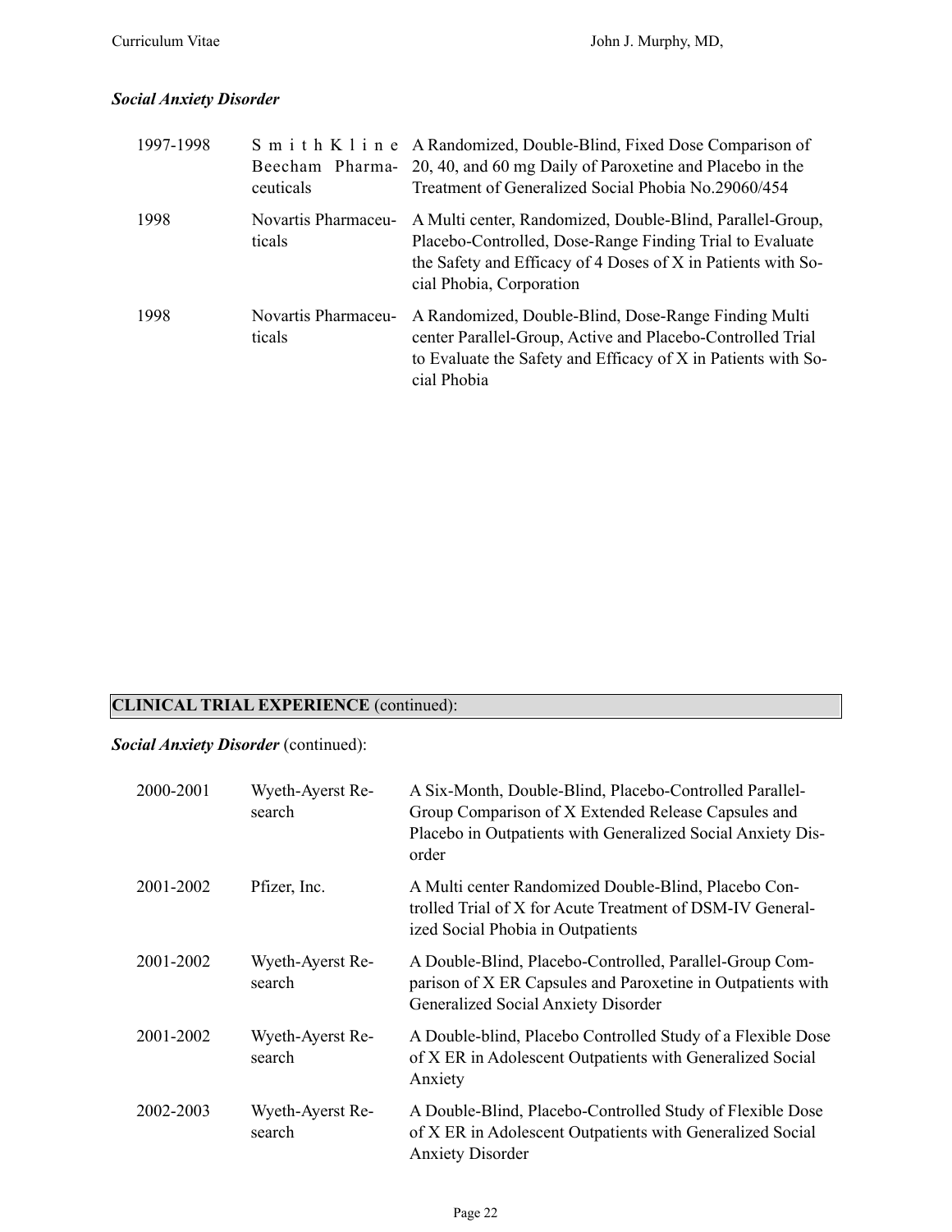*Social Anxiety Disorder*

| | | |
|---|---|---|
| 1997-1998 | SmithKline Beecham Pharmaceuticals | A Randomized, Double-Blind, Fixed Dose Comparison of 20, 40, and 60 mg Daily of Paroxetine and Placebo in the Treatment of Generalized Social Phobia No.29060/454 |
| 1998 | Novartis Pharmaceuticals | A Multi center, Randomized, Double-Blind, Parallel-Group, Placebo-Controlled, Dose-Range Finding Trial to Evaluate the Safety and Efficacy of 4 Doses of X in Patients with Social Phobia, Corporation |
| 1998 | Novartis Pharmaceuticals | A Randomized, Double-Blind, Dose-Range Finding Multi center Parallel-Group, Active and Placebo-Controlled Trial to Evaluate the Safety and Efficacy of X in Patients with Social Phobia |

## CLINICAL TRIAL EXPERIENCE (continued):

***Social Anxiety Disorder*** (continued):

| | | |
|---|---|---|
| 2000-2001 | Wyeth-Ayerst Research | A Six-Month, Double-Blind, Placebo-Controlled Parallel-Group Comparison of X Extended Release Capsules and Placebo in Outpatients with Generalized Social Anxiety Disorder |
| 2001-2002 | Pfizer, Inc. | A Multi center Randomized Double-Blind, Placebo Controlled Trial of X for Acute Treatment of DSM-IV Generalized Social Phobia in Outpatients |
| 2001-2002 | Wyeth-Ayerst Research | A Double-Blind, Placebo-Controlled, Parallel-Group Comparison of X ER Capsules and Paroxetine in Outpatients with Generalized Social Anxiety Disorder |
| 2001-2002 | Wyeth-Ayerst Research | A Double-blind, Placebo Controlled Study of a Flexible Dose of X ER in Adolescent Outpatients with Generalized Social Anxiety |
| 2002-2003 | Wyeth-Ayerst Research | A Double-Blind, Placebo-Controlled Study of Flexible Dose of X ER in Adolescent Outpatients with Generalized Social Anxiety Disorder |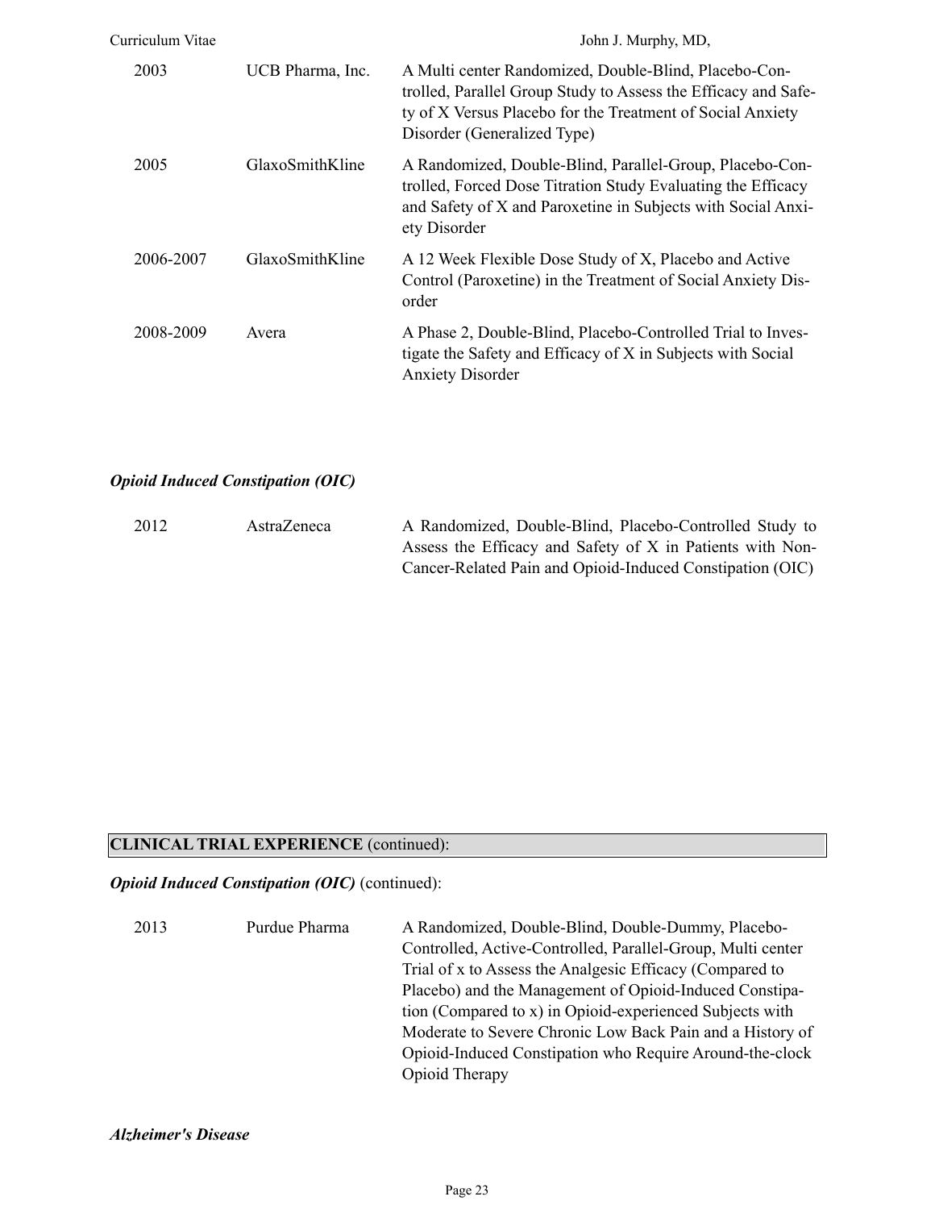| | | |
|---|---|---|
| 2003 | UCB Pharma, Inc. | A Multi center Randomized, Double-Blind, Placebo-Controlled, Parallel Group Study to Assess the Efficacy and Safety of X Versus Placebo for the Treatment of Social Anxiety Disorder (Generalized Type) |
| 2005 | GlaxoSmithKline | A Randomized, Double-Blind, Parallel-Group, Placebo-Controlled, Forced Dose Titration Study Evaluating the Efficacy and Safety of X and Paroxetine in Subjects with Social Anxiety Disorder |
| 2006-2007 | GlaxoSmithKline | A 12 Week Flexible Dose Study of X, Placebo and Active Control (Paroxetine) in the Treatment of Social Anxiety Disorder |
| 2008-2009 | Avera | A Phase 2, Double-Blind, Placebo-Controlled Trial to Investigate the Safety and Efficacy of X in Subjects with Social Anxiety Disorder |

***Opioid Induced Constipation (OIC)***

| | | |
|---|---|---|
| 2012 | AstraZeneca | A Randomized, Double-Blind, Placebo-Controlled Study to Assess the Efficacy and Safety of X in Patients with Non-Cancer-Related Pain and Opioid-Induced Constipation (OIC) |

## CLINICAL TRIAL EXPERIENCE (continued):

***Opioid Induced Constipation (OIC)*** (continued):

| | | |
|---|---|---|
| 2013 | Purdue Pharma | A Randomized, Double-Blind, Double-Dummy, Placebo-Controlled, Active-Controlled, Parallel-Group, Multi center Trial of x to Assess the Analgesic Efficacy (Compared to Placebo) and the Management of Opioid-Induced Constipation (Compared to x) in Opioid-experienced Subjects with Moderate to Severe Chronic Low Back Pain and a History of Opioid-Induced Constipation who Require Around-the-clock Opioid Therapy |

***Alzheimer's Disease***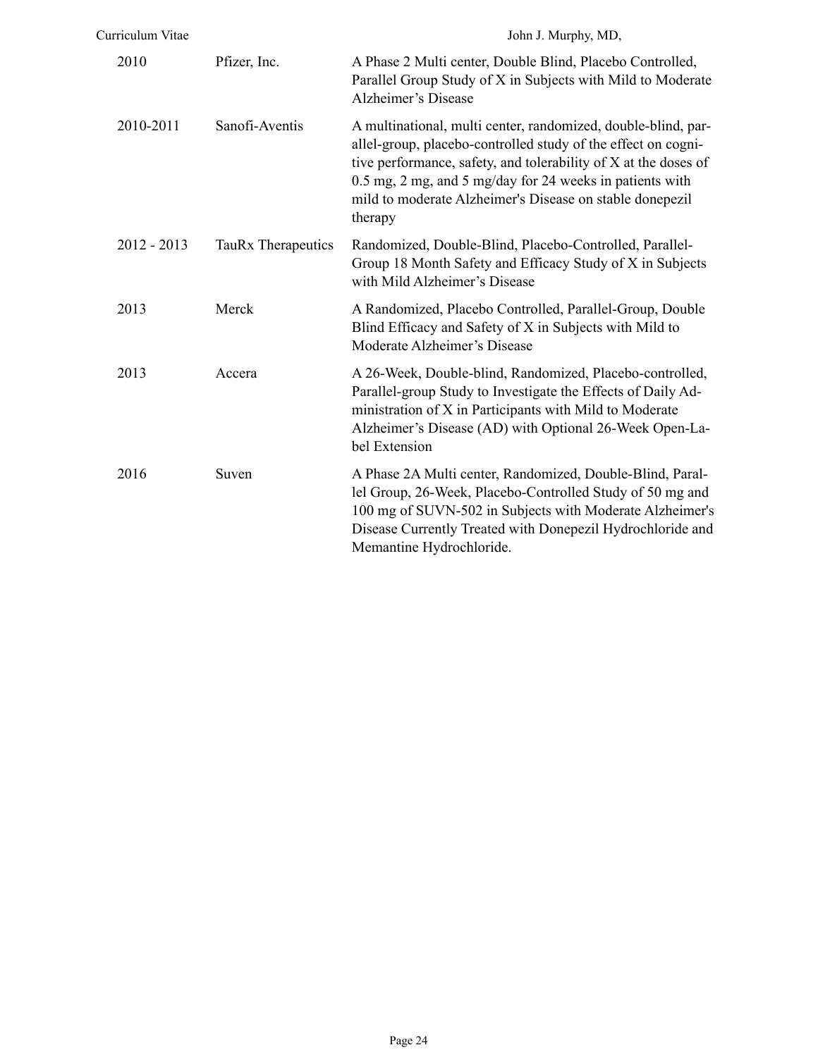| | | |
|---|---|---|
| 2010 | Pfizer, Inc. | A Phase 2 Multi center, Double Blind, Placebo Controlled, Parallel Group Study of X in Subjects with Mild to Moderate Alzheimer's Disease |
| 2010-2011 | Sanofi-Aventis | A multinational, multi center, randomized, double-blind, parallel-group, placebo-controlled study of the effect on cognitive performance, safety, and tolerability of X at the doses of 0.5 mg, 2 mg, and 5 mg/day for 24 weeks in patients with mild to moderate Alzheimer's Disease on stable donepezil therapy |
| 2012 - 2013 | TauRx Therapeutics | Randomized, Double-Blind, Placebo-Controlled, Parallel-Group 18 Month Safety and Efficacy Study of X in Subjects with Mild Alzheimer's Disease |
| 2013 | Merck | A Randomized, Placebo Controlled, Parallel-Group, Double Blind Efficacy and Safety of X in Subjects with Mild to Moderate Alzheimer's Disease |
| 2013 | Accera | A 26-Week, Double-blind, Randomized, Placebo-controlled, Parallel-group Study to Investigate the Effects of Daily Administration of X in Participants with Mild to Moderate Alzheimer's Disease (AD) with Optional 26-Week Open-Label Extension |
| 2016 | Suven | A Phase 2A Multi center, Randomized, Double-Blind, Parallel Group, 26-Week, Placebo-Controlled Study of 50 mg and 100 mg of SUVN-502 in Subjects with Moderate Alzheimer's Disease Currently Treated with Donepezil Hydrochloride and Memantine Hydrochloride. |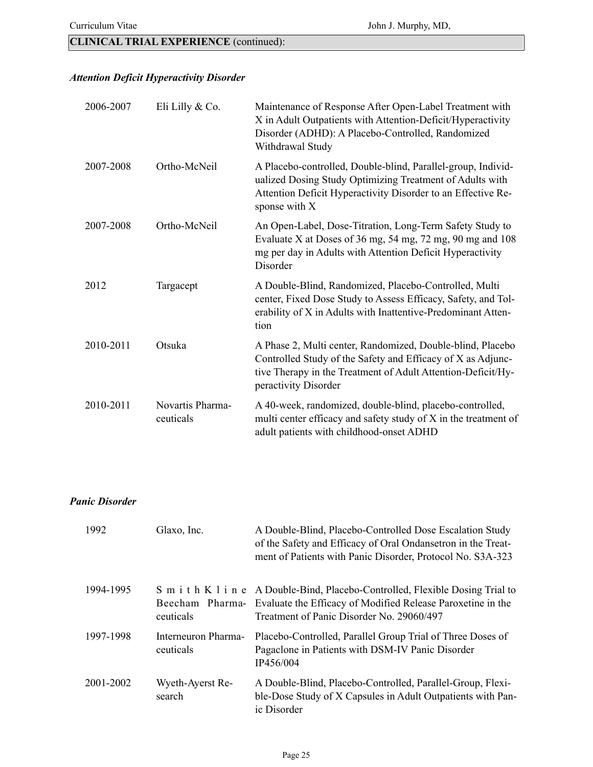## CLINICAL TRIAL EXPERIENCE (continued):

### *Attention Deficit Hyperactivity Disorder*

| | | |
|---|---|---|
| 2006-2007 | Eli Lilly & Co. | Maintenance of Response After Open-Label Treatment with X in Adult Outpatients with Attention-Deficit/Hyperactivity Disorder (ADHD): A Placebo-Controlled, Randomized Withdrawal Study |
| 2007-2008 | Ortho-McNeil | A Placebo-controlled, Double-blind, Parallel-group, Individualized Dosing Study Optimizing Treatment of Adults with Attention Deficit Hyperactivity Disorder to an Effective Response with X |
| 2007-2008 | Ortho-McNeil | An Open-Label, Dose-Titration, Long-Term Safety Study to Evaluate X at Doses of 36 mg, 54 mg, 72 mg, 90 mg and 108 mg per day in Adults with Attention Deficit Hyperactivity Disorder |
| 2012 | Targacept | A Double-Blind, Randomized, Placebo-Controlled, Multi center, Fixed Dose Study to Assess Efficacy, Safety, and Tolerability of X in Adults with Inattentive-Predominant Attention |
| 2010-2011 | Otsuka | A Phase 2, Multi center, Randomized, Double-blind, Placebo Controlled Study of the Safety and Efficacy of X as Adjunctive Therapy in the Treatment of Adult Attention-Deficit/Hyperactivity Disorder |
| 2010-2011 | Novartis Pharmaceuticals | A 40-week, randomized, double-blind, placebo-controlled, multi center efficacy and safety study of X in the treatment of adult patients with childhood-onset ADHD |

### *Panic Disorder*

| | | |
|---|---|---|
| 1992 | Glaxo, Inc. | A Double-Blind, Placebo-Controlled Dose Escalation Study of the Safety and Efficacy of Oral Ondansetron in the Treatment of Patients with Panic Disorder, Protocol No. S3A-323 |
| 1994-1995 | SmithKline Beecham Pharmaceuticals | A Double-Bind, Placebo-Controlled, Flexible Dosing Trial to Evaluate the Efficacy of Modified Release Paroxetine in the Treatment of Panic Disorder No. 29060/497 |
| 1997-1998 | Interneuron Pharmaceuticals | Placebo-Controlled, Parallel Group Trial of Three Doses of Pagaclone in Patients with DSM-IV Panic Disorder IP456/004 |
| 2001-2002 | Wyeth-Ayerst Research | A Double-Blind, Placebo-Controlled, Parallel-Group, Flexible-Dose Study of X Capsules in Adult Outpatients with Panic Disorder |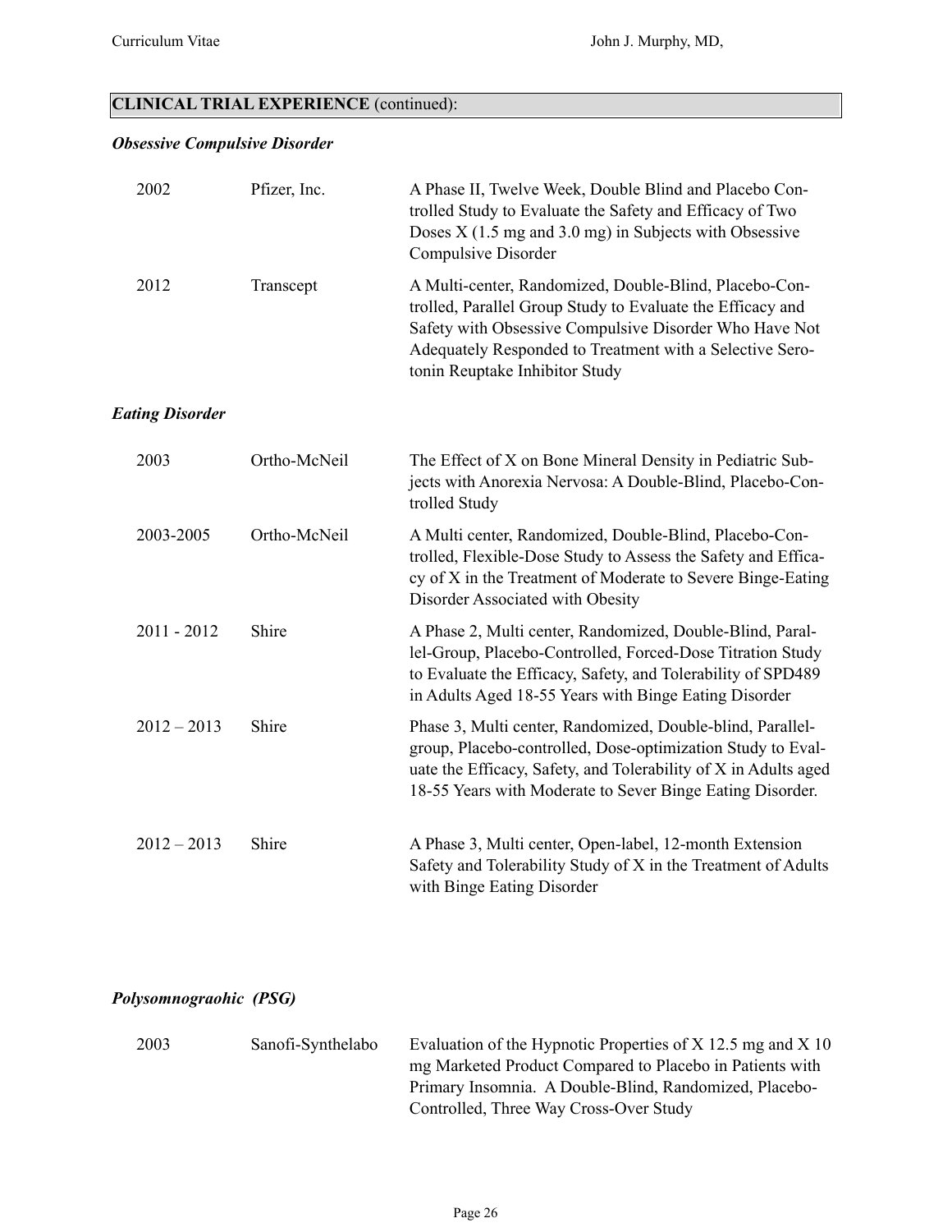## **CLINICAL TRIAL EXPERIENCE** (continued):

### ***Obsessive Compulsive Disorder***

| | | |
|---|---|---|
| 2002 | Pfizer, Inc. | A Phase II, Twelve Week, Double Blind and Placebo Controlled Study to Evaluate the Safety and Efficacy of Two Doses X (1.5 mg and 3.0 mg) in Subjects with Obsessive Compulsive Disorder |
| 2012 | Transcept | A Multi-center, Randomized, Double-Blind, Placebo-Controlled, Parallel Group Study to Evaluate the Efficacy and Safety with Obsessive Compulsive Disorder Who Have Not Adequately Responded to Treatment with a Selective Serotonin Reuptake Inhibitor Study |

### ***Eating Disorder***

| | | |
|---|---|---|
| 2003 | Ortho-McNeil | The Effect of X on Bone Mineral Density in Pediatric Subjects with Anorexia Nervosa: A Double-Blind, Placebo-Controlled Study |
| 2003-2005 | Ortho-McNeil | A Multi center, Randomized, Double-Blind, Placebo-Controlled, Flexible-Dose Study to Assess the Safety and Efficacy of X in the Treatment of Moderate to Severe Binge-Eating Disorder Associated with Obesity |
| 2011 - 2012 | Shire | A Phase 2, Multi center, Randomized, Double-Blind, Parallel-Group, Placebo-Controlled, Forced-Dose Titration Study to Evaluate the Efficacy, Safety, and Tolerability of SPD489 in Adults Aged 18-55 Years with Binge Eating Disorder |
| 2012 – 2013 | Shire | Phase 3, Multi center, Randomized, Double-blind, Parallel-group, Placebo-controlled, Dose-optimization Study to Evaluate the Efficacy, Safety, and Tolerability of X in Adults aged 18-55 Years with Moderate to Sever Binge Eating Disorder. |
| 2012 – 2013 | Shire | A Phase 3, Multi center, Open-label, 12-month Extension Safety and Tolerability Study of X in the Treatment of Adults with Binge Eating Disorder |

### ***Polysomnograohic (PSG)***

| | | |
|---|---|---|
| 2003 | Sanofi-Synthelabo | Evaluation of the Hypnotic Properties of X 12.5 mg and X 10 mg Marketed Product Compared to Placebo in Patients with Primary Insomnia. A Double-Blind, Randomized, Placebo-Controlled, Three Way Cross-Over Study |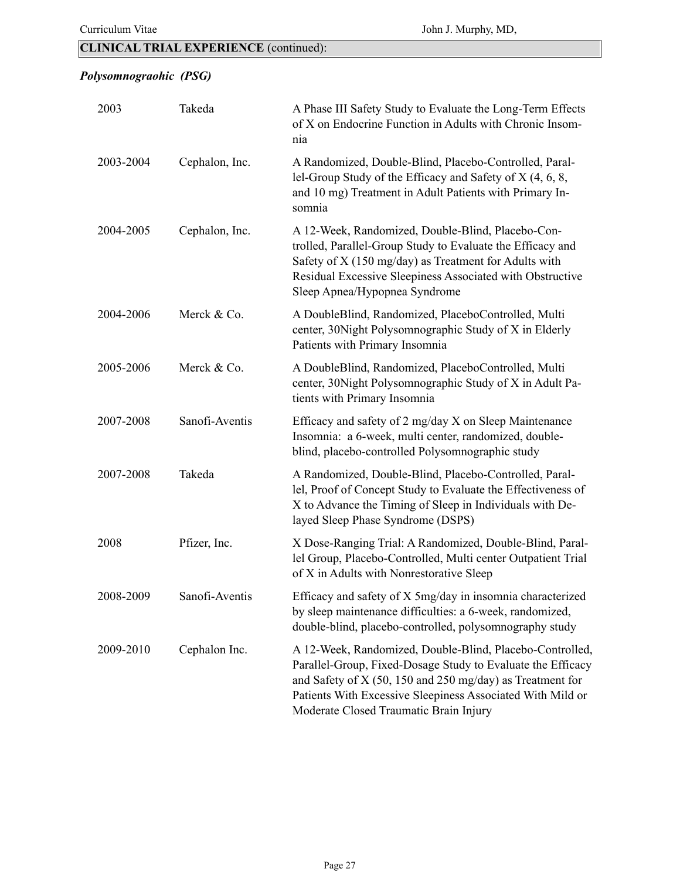## CLINICAL TRIAL EXPERIENCE (continued):

### *Polysomnograohic (PSG)*

| | | |
|---|---|---|
| 2003 | Takeda | A Phase III Safety Study to Evaluate the Long-Term Effects of X on Endocrine Function in Adults with Chronic Insomnia |
| 2003-2004 | Cephalon, Inc. | A Randomized, Double-Blind, Placebo-Controlled, Parallel-Group Study of the Efficacy and Safety of X (4, 6, 8, and 10 mg) Treatment in Adult Patients with Primary Insomnia |
| 2004-2005 | Cephalon, Inc. | A 12-Week, Randomized, Double-Blind, Placebo-Controlled, Parallel-Group Study to Evaluate the Efficacy and Safety of X (150 mg/day) as Treatment for Adults with Residual Excessive Sleepiness Associated with Obstructive Sleep Apnea/Hypopnea Syndrome |
| 2004-2006 | Merck & Co. | A DoubleBlind, Randomized, PlaceboControlled, Multi center, 30Night Polysomnographic Study of X in Elderly Patients with Primary Insomnia |
| 2005-2006 | Merck & Co. | A DoubleBlind, Randomized, PlaceboControlled, Multi center, 30Night Polysomnographic Study of X in Adult Patients with Primary Insomnia |
| 2007-2008 | Sanofi-Aventis | Efficacy and safety of 2 mg/day X on Sleep Maintenance Insomnia: a 6-week, multi center, randomized, double-blind, placebo-controlled Polysomnographic study |
| 2007-2008 | Takeda | A Randomized, Double-Blind, Placebo-Controlled, Parallel, Proof of Concept Study to Evaluate the Effectiveness of X to Advance the Timing of Sleep in Individuals with Delayed Sleep Phase Syndrome (DSPS) |
| 2008 | Pfizer, Inc. | X Dose-Ranging Trial: A Randomized, Double-Blind, Parallel Group, Placebo-Controlled, Multi center Outpatient Trial of X in Adults with Nonrestorative Sleep |
| 2008-2009 | Sanofi-Aventis | Efficacy and safety of X 5mg/day in insomnia characterized by sleep maintenance difficulties: a 6-week, randomized, double-blind, placebo-controlled, polysomnography study |
| 2009-2010 | Cephalon Inc. | A 12-Week, Randomized, Double-Blind, Placebo-Controlled, Parallel-Group, Fixed-Dosage Study to Evaluate the Efficacy and Safety of X (50, 150 and 250 mg/day) as Treatment for Patients With Excessive Sleepiness Associated With Mild or Moderate Closed Traumatic Brain Injury |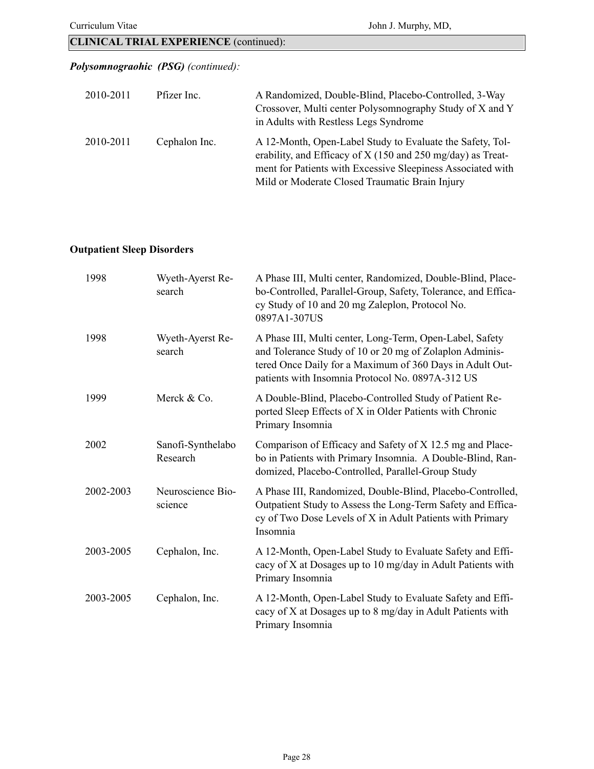## CLINICAL TRIAL EXPERIENCE (continued):

***Polysomnograohic (PSG)** (continued):*

| | | |
|---|---|---|
| 2010-2011 | Pfizer Inc. | A Randomized, Double-Blind, Placebo-Controlled, 3-Way Crossover, Multi center Polysomnography Study of X and Y in Adults with Restless Legs Syndrome |
| 2010-2011 | Cephalon Inc. | A 12-Month, Open-Label Study to Evaluate the Safety, Tolerability, and Efficacy of X (150 and 250 mg/day) as Treatment for Patients with Excessive Sleepiness Associated with Mild or Moderate Closed Traumatic Brain Injury |

**Outpatient Sleep Disorders**

| | | |
|---|---|---|
| 1998 | Wyeth-Ayerst Research | A Phase III, Multi center, Randomized, Double-Blind, Placebo-Controlled, Parallel-Group, Safety, Tolerance, and Efficacy Study of 10 and 20 mg Zaleplon, Protocol No. 0897A1-307US |
| 1998 | Wyeth-Ayerst Research | A Phase III, Multi center, Long-Term, Open-Label, Safety and Tolerance Study of 10 or 20 mg of Zolaplon Administered Once Daily for a Maximum of 360 Days in Adult Outpatients with Insomnia Protocol No. 0897A-312 US |
| 1999 | Merck & Co. | A Double-Blind, Placebo-Controlled Study of Patient Reported Sleep Effects of X in Older Patients with Chronic Primary Insomnia |
| 2002 | Sanofi-Synthelabo Research | Comparison of Efficacy and Safety of X 12.5 mg and Placebo in Patients with Primary Insomnia. A Double-Blind, Randomized, Placebo-Controlled, Parallel-Group Study |
| 2002-2003 | Neuroscience Bioscience | A Phase III, Randomized, Double-Blind, Placebo-Controlled, Outpatient Study to Assess the Long-Term Safety and Efficacy of Two Dose Levels of X in Adult Patients with Primary Insomnia |
| 2003-2005 | Cephalon, Inc. | A 12-Month, Open-Label Study to Evaluate Safety and Efficacy of X at Dosages up to 10 mg/day in Adult Patients with Primary Insomnia |
| 2003-2005 | Cephalon, Inc. | A 12-Month, Open-Label Study to Evaluate Safety and Efficacy of X at Dosages up to 8 mg/day in Adult Patients with Primary Insomnia |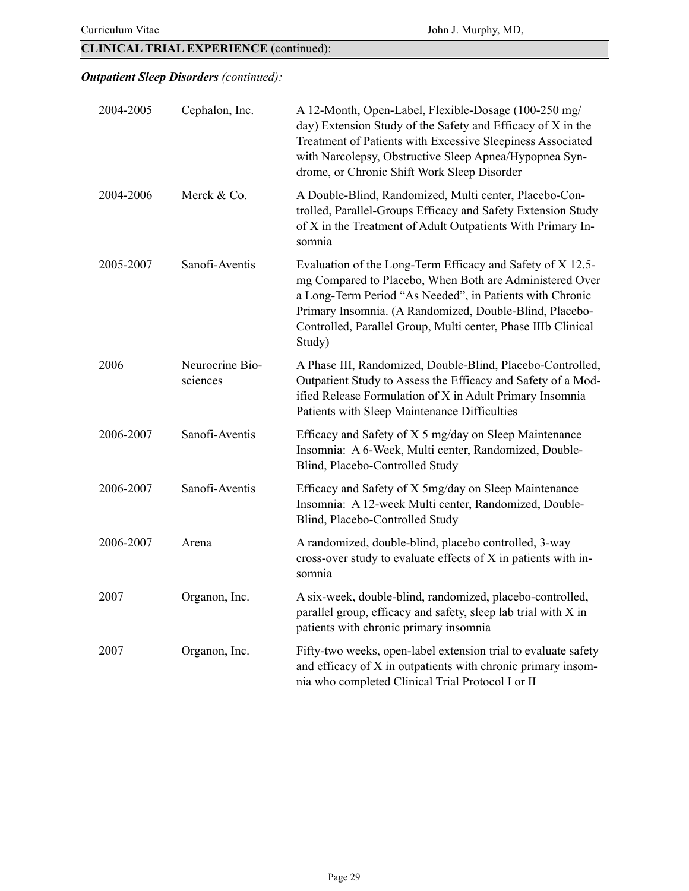## CLINICAL TRIAL EXPERIENCE (continued):

***Outpatient Sleep Disorders*** *(continued):*

| | | |
|---|---|---|
| 2004-2005 | Cephalon, Inc. | A 12-Month, Open-Label, Flexible-Dosage (100-250 mg/day) Extension Study of the Safety and Efficacy of X in the Treatment of Patients with Excessive Sleepiness Associated with Narcolepsy, Obstructive Sleep Apnea/Hypopnea Syndrome, or Chronic Shift Work Sleep Disorder |
| 2004-2006 | Merck & Co. | A Double-Blind, Randomized, Multi center, Placebo-Controlled, Parallel-Groups Efficacy and Safety Extension Study of X in the Treatment of Adult Outpatients With Primary Insomnia |
| 2005-2007 | Sanofi-Aventis | Evaluation of the Long-Term Efficacy and Safety of X 12.5-mg Compared to Placebo, When Both are Administered Over a Long-Term Period "As Needed", in Patients with Chronic Primary Insomnia. (A Randomized, Double-Blind, Placebo-Controlled, Parallel Group, Multi center, Phase IIIb Clinical Study) |
| 2006 | Neurocrine Biosciences | A Phase III, Randomized, Double-Blind, Placebo-Controlled, Outpatient Study to Assess the Efficacy and Safety of a Modified Release Formulation of X in Adult Primary Insomnia Patients with Sleep Maintenance Difficulties |
| 2006-2007 | Sanofi-Aventis | Efficacy and Safety of X 5 mg/day on Sleep Maintenance Insomnia: A 6-Week, Multi center, Randomized, Double-Blind, Placebo-Controlled Study |
| 2006-2007 | Sanofi-Aventis | Efficacy and Safety of X 5mg/day on Sleep Maintenance Insomnia: A 12-week Multi center, Randomized, Double-Blind, Placebo-Controlled Study |
| 2006-2007 | Arena | A randomized, double-blind, placebo controlled, 3-way cross-over study to evaluate effects of X in patients with insomnia |
| 2007 | Organon, Inc. | A six-week, double-blind, randomized, placebo-controlled, parallel group, efficacy and safety, sleep lab trial with X in patients with chronic primary insomnia |
| 2007 | Organon, Inc. | Fifty-two weeks, open-label extension trial to evaluate safety and efficacy of X in outpatients with chronic primary insomnia who completed Clinical Trial Protocol I or II |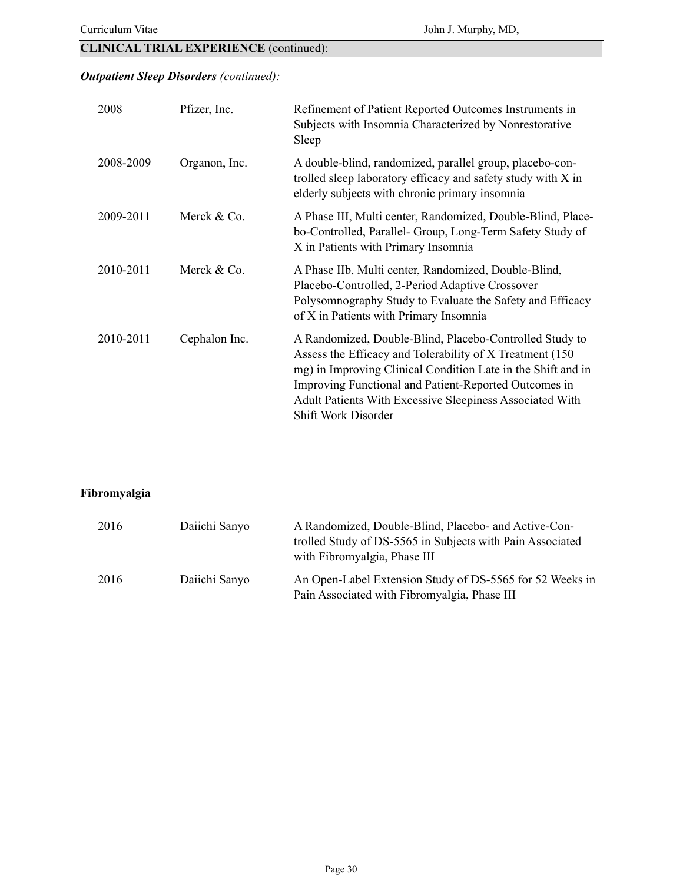## CLINICAL TRIAL EXPERIENCE (continued):

***Outpatient Sleep Disorders** (continued):*

| | | |
|---|---|---|
| 2008 | Pfizer, Inc. | Refinement of Patient Reported Outcomes Instruments in Subjects with Insomnia Characterized by Nonrestorative Sleep |
| 2008-2009 | Organon, Inc. | A double-blind, randomized, parallel group, placebo-controlled sleep laboratory efficacy and safety study with X in elderly subjects with chronic primary insomnia |
| 2009-2011 | Merck & Co. | A Phase III, Multi center, Randomized, Double-Blind, Placebo-Controlled, Parallel- Group, Long-Term Safety Study of X in Patients with Primary Insomnia |
| 2010-2011 | Merck & Co. | A Phase IIb, Multi center, Randomized, Double-Blind, Placebo-Controlled, 2-Period Adaptive Crossover Polysomnography Study to Evaluate the Safety and Efficacy of X in Patients with Primary Insomnia |
| 2010-2011 | Cephalon Inc. | A Randomized, Double-Blind, Placebo-Controlled Study to Assess the Efficacy and Tolerability of X Treatment (150 mg) in Improving Clinical Condition Late in the Shift and in Improving Functional and Patient-Reported Outcomes in Adult Patients With Excessive Sleepiness Associated With Shift Work Disorder |

**Fibromyalgia**

| | | |
|---|---|---|
| 2016 | Daiichi Sanyo | A Randomized, Double-Blind, Placebo- and Active-Controlled Study of DS-5565 in Subjects with Pain Associated with Fibromyalgia, Phase III |
| 2016 | Daiichi Sanyo | An Open-Label Extension Study of DS-5565 for 52 Weeks in Pain Associated with Fibromyalgia, Phase III |